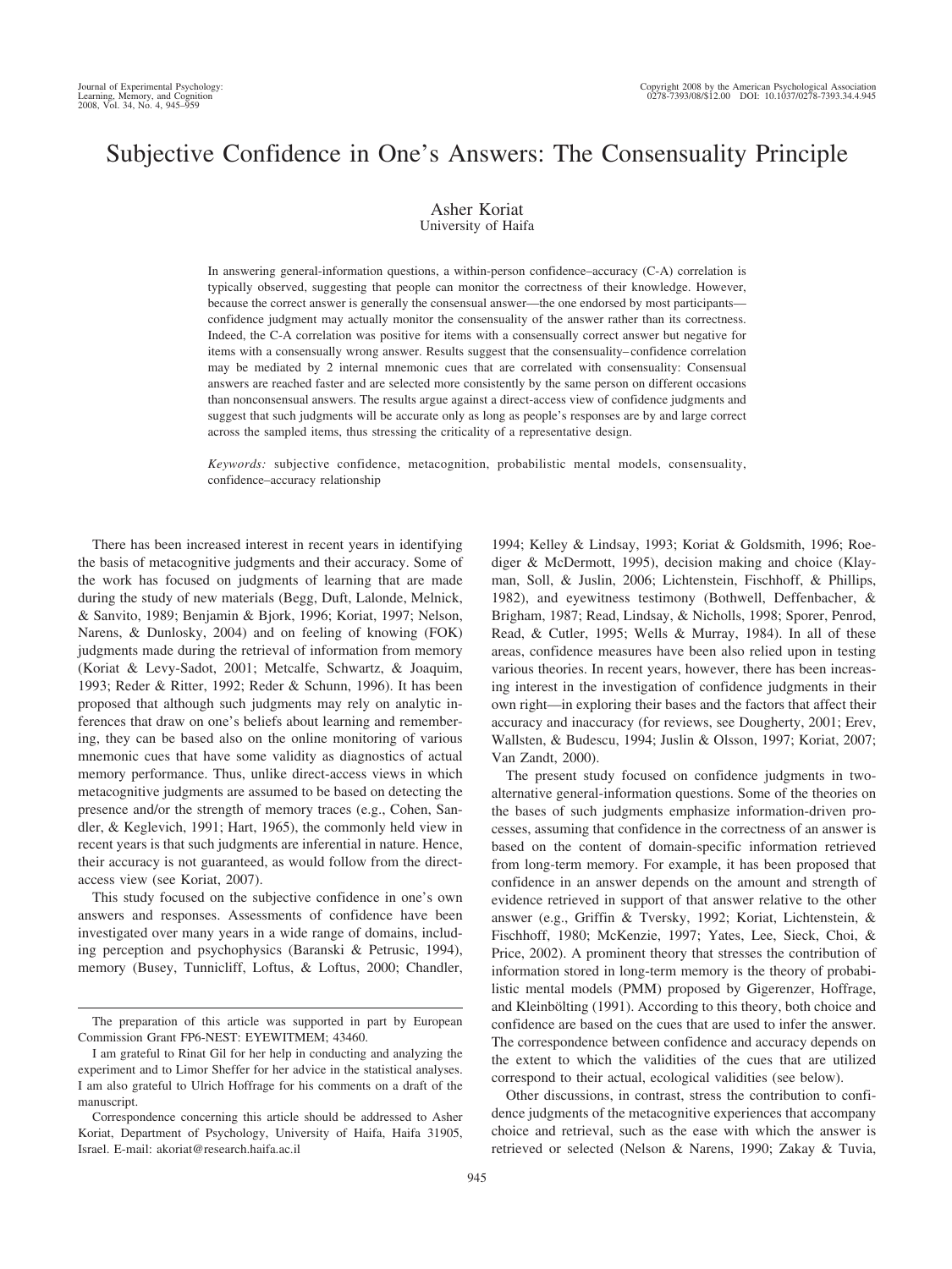# Subjective Confidence in One's Answers: The Consensuality Principle

Asher Koriat
University of Haifa

In answering general-information questions, a within-person confidence–accuracy (C-A) correlation is typically observed, suggesting that people can monitor the correctness of their knowledge. However, because the correct answer is generally the consensual answer—the one endorsed by most participants—confidence judgment may actually monitor the consensuality of the answer rather than its correctness. Indeed, the C-A correlation was positive for items with a consensually correct answer but negative for items with a consensually wrong answer. Results suggest that the consensuality–confidence correlation may be mediated by 2 internal mnemonic cues that are correlated with consensuality: Consensual answers are reached faster and are selected more consistently by the same person on different occasions than nonconsensual answers. The results argue against a direct-access view of confidence judgments and suggest that such judgments will be accurate only as long as people's responses are by and large correct across the sampled items, thus stressing the criticality of a representative design.

*Keywords:* subjective confidence, metacognition, probabilistic mental models, consensuality, confidence–accuracy relationship

There has been increased interest in recent years in identifying the basis of metacognitive judgments and their accuracy. Some of the work has focused on judgments of learning that are made during the study of new materials (Begg, Duft, Lalonde, Melnick, & Sanvito, 1989; Benjamin & Bjork, 1996; Koriat, 1997; Nelson, Narens, & Dunlosky, 2004) and on feeling of knowing (FOK) judgments made during the retrieval of information from memory (Koriat & Levy-Sadot, 2001; Metcalfe, Schwartz, & Joaquim, 1993; Reder & Ritter, 1992; Reder & Schunn, 1996). It has been proposed that although such judgments may rely on analytic inferences that draw on one's beliefs about learning and remembering, they can be based also on the online monitoring of various mnemonic cues that have some validity as diagnostics of actual memory performance. Thus, unlike direct-access views in which metacognitive judgments are assumed to be based on detecting the presence and/or the strength of memory traces (e.g., Cohen, Sandler, & Keglevich, 1991; Hart, 1965), the commonly held view in recent years is that such judgments are inferential in nature. Hence, their accuracy is not guaranteed, as would follow from the direct-access view (see Koriat, 2007).

This study focused on the subjective confidence in one's own answers and responses. Assessments of confidence have been investigated over many years in a wide range of domains, including perception and psychophysics (Baranski & Petrusic, 1994), memory (Busey, Tunnicliff, Loftus, & Loftus, 2000; Chandler, 1994; Kelley & Lindsay, 1993; Koriat & Goldsmith, 1996; Roediger & McDermott, 1995), decision making and choice (Klayman, Soll, & Juslin, 2006; Lichtenstein, Fischhoff, & Phillips, 1982), and eyewitness testimony (Bothwell, Deffenbacher, & Brigham, 1987; Read, Lindsay, & Nicholls, 1998; Sporer, Penrod, Read, & Cutler, 1995; Wells & Murray, 1984). In all of these areas, confidence measures have been also relied upon in testing various theories. In recent years, however, there has been increasing interest in the investigation of confidence judgments in their own right—in exploring their bases and the factors that affect their accuracy and inaccuracy (for reviews, see Dougherty, 2001; Erev, Wallsten, & Budescu, 1994; Juslin & Olsson, 1997; Koriat, 2007; Van Zandt, 2000).

The present study focused on confidence judgments in two-alternative general-information questions. Some of the theories on the bases of such judgments emphasize information-driven processes, assuming that confidence in the correctness of an answer is based on the content of domain-specific information retrieved from long-term memory. For example, it has been proposed that confidence in an answer depends on the amount and strength of evidence retrieved in support of that answer relative to the other answer (e.g., Griffin & Tversky, 1992; Koriat, Lichtenstein, & Fischhoff, 1980; McKenzie, 1997; Yates, Lee, Sieck, Choi, & Price, 2002). A prominent theory that stresses the contribution of information stored in long-term memory is the theory of probabilistic mental models (PMM) proposed by Gigerenzer, Hoffrage, and Kleinbölting (1991). According to this theory, both choice and confidence are based on the cues that are used to infer the answer. The correspondence between confidence and accuracy depends on the extent to which the validities of the cues that are utilized correspond to their actual, ecological validities (see below).

Other discussions, in contrast, stress the contribution to confidence judgments of the metacognitive experiences that accompany choice and retrieval, such as the ease with which the answer is retrieved or selected (Nelson & Narens, 1990; Zakay & Tuvia,

---

The preparation of this article was supported in part by European Commission Grant FP6-NEST: EYEWITMEM; 43460.

I am grateful to Rinat Gil for her help in conducting and analyzing the experiment and to Limor Sheffer for her advice in the statistical analyses. I am also grateful to Ulrich Hoffrage for his comments on a draft of the manuscript.

Correspondence concerning this article should be addressed to Asher Koriat, Department of Psychology, University of Haifa, Haifa 31905, Israel. E-mail: akoriat@research.haifa.ac.il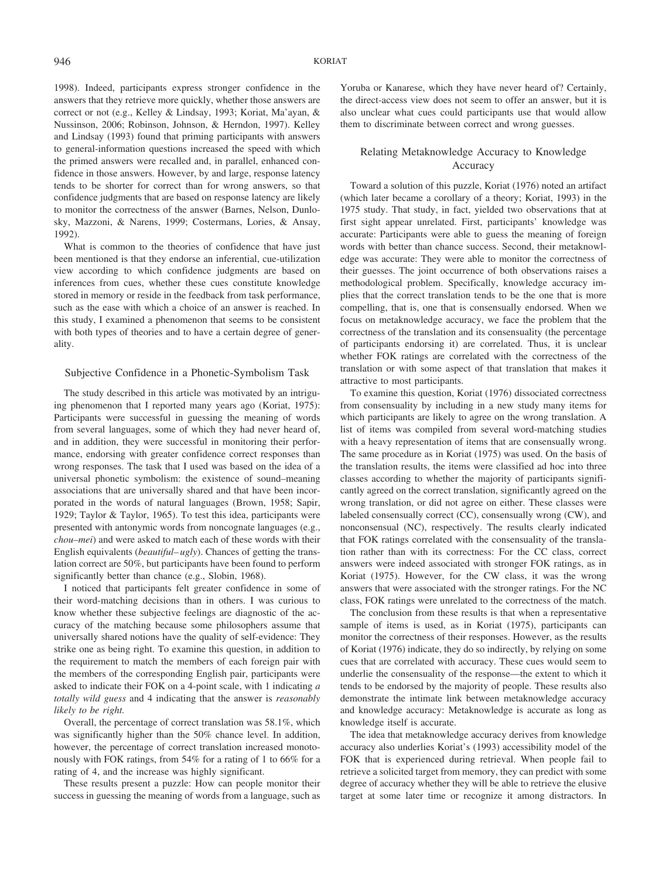1998). Indeed, participants express stronger confidence in the answers that they retrieve more quickly, whether those answers are correct or not (e.g., Kelley & Lindsay, 1993; Koriat, Ma'ayan, & Nussinson, 2006; Robinson, Johnson, & Herndon, 1997). Kelley and Lindsay (1993) found that priming participants with answers to general-information questions increased the speed with which the primed answers were recalled and, in parallel, enhanced confidence in those answers. However, by and large, response latency tends to be shorter for correct than for wrong answers, so that confidence judgments that are based on response latency are likely to monitor the correctness of the answer (Barnes, Nelson, Dunlosky, Mazzoni, & Narens, 1999; Costermans, Lories, & Ansay, 1992).

What is common to the theories of confidence that have just been mentioned is that they endorse an inferential, cue-utilization view according to which confidence judgments are based on inferences from cues, whether these cues constitute knowledge stored in memory or reside in the feedback from task performance, such as the ease with which a choice of an answer is reached. In this study, I examined a phenomenon that seems to be consistent with both types of theories and to have a certain degree of generality.

### Subjective Confidence in a Phonetic-Symbolism Task

The study described in this article was motivated by an intriguing phenomenon that I reported many years ago (Koriat, 1975): Participants were successful in guessing the meaning of words from several languages, some of which they had never heard of, and in addition, they were successful in monitoring their performance, endorsing with greater confidence correct responses than wrong responses. The task that I used was based on the idea of a universal phonetic symbolism: the existence of sound–meaning associations that are universally shared and that have been incorporated in the words of natural languages (Brown, 1958; Sapir, 1929; Taylor & Taylor, 1965). To test this idea, participants were presented with antonymic words from noncognate languages (e.g., *chou–mei*) and were asked to match each of these words with their English equivalents (*beautiful–ugly*). Chances of getting the translation correct are 50%, but participants have been found to perform significantly better than chance (e.g., Slobin, 1968).

I noticed that participants felt greater confidence in some of their word-matching decisions than in others. I was curious to know whether these subjective feelings are diagnostic of the accuracy of the matching because some philosophers assume that universally shared notions have the quality of self-evidence: They strike one as being right. To examine this question, in addition to the requirement to match the members of each foreign pair with the members of the corresponding English pair, participants were asked to indicate their FOK on a 4-point scale, with 1 indicating *a totally wild guess* and 4 indicating that the answer is *reasonably likely to be right.*

Overall, the percentage of correct translation was 58.1%, which was significantly higher than the 50% chance level. In addition, however, the percentage of correct translation increased monotonously with FOK ratings, from 54% for a rating of 1 to 66% for a rating of 4, and the increase was highly significant.

These results present a puzzle: How can people monitor their success in guessing the meaning of words from a language, such as Yoruba or Kanarese, which they have never heard of? Certainly, the direct-access view does not seem to offer an answer, but it is also unclear what cues could participants use that would allow them to discriminate between correct and wrong guesses.

### Relating Metaknowledge Accuracy to Knowledge Accuracy

Toward a solution of this puzzle, Koriat (1976) noted an artifact (which later became a corollary of a theory; Koriat, 1993) in the 1975 study. That study, in fact, yielded two observations that at first sight appear unrelated. First, participants' knowledge was accurate: Participants were able to guess the meaning of foreign words with better than chance success. Second, their metaknowledge was accurate: They were able to monitor the correctness of their guesses. The joint occurrence of both observations raises a methodological problem. Specifically, knowledge accuracy implies that the correct translation tends to be the one that is more compelling, that is, one that is consensually endorsed. When we focus on metaknowledge accuracy, we face the problem that the correctness of the translation and its consensuality (the percentage of participants endorsing it) are correlated. Thus, it is unclear whether FOK ratings are correlated with the correctness of the translation or with some aspect of that translation that makes it attractive to most participants.

To examine this question, Koriat (1976) dissociated correctness from consensuality by including in a new study many items for which participants are likely to agree on the wrong translation. A list of items was compiled from several word-matching studies with a heavy representation of items that are consensually wrong. The same procedure as in Koriat (1975) was used. On the basis of the translation results, the items were classified ad hoc into three classes according to whether the majority of participants significantly agreed on the correct translation, significantly agreed on the wrong translation, or did not agree on either. These classes were labeled consensually correct (CC), consensually wrong (CW), and nonconsensual (NC), respectively. The results clearly indicated that FOK ratings correlated with the consensuality of the translation rather than with its correctness: For the CC class, correct answers were indeed associated with stronger FOK ratings, as in Koriat (1975). However, for the CW class, it was the wrong answers that were associated with the stronger ratings. For the NC class, FOK ratings were unrelated to the correctness of the match.

The conclusion from these results is that when a representative sample of items is used, as in Koriat (1975), participants can monitor the correctness of their responses. However, as the results of Koriat (1976) indicate, they do so indirectly, by relying on some cues that are correlated with accuracy. These cues would seem to underlie the consensuality of the response—the extent to which it tends to be endorsed by the majority of people. These results also demonstrate the intimate link between metaknowledge accuracy and knowledge accuracy: Metaknowledge is accurate as long as knowledge itself is accurate.

The idea that metaknowledge accuracy derives from knowledge accuracy also underlies Koriat's (1993) accessibility model of the FOK that is experienced during retrieval. When people fail to retrieve a solicited target from memory, they can predict with some degree of accuracy whether they will be able to retrieve the elusive target at some later time or recognize it among distractors. In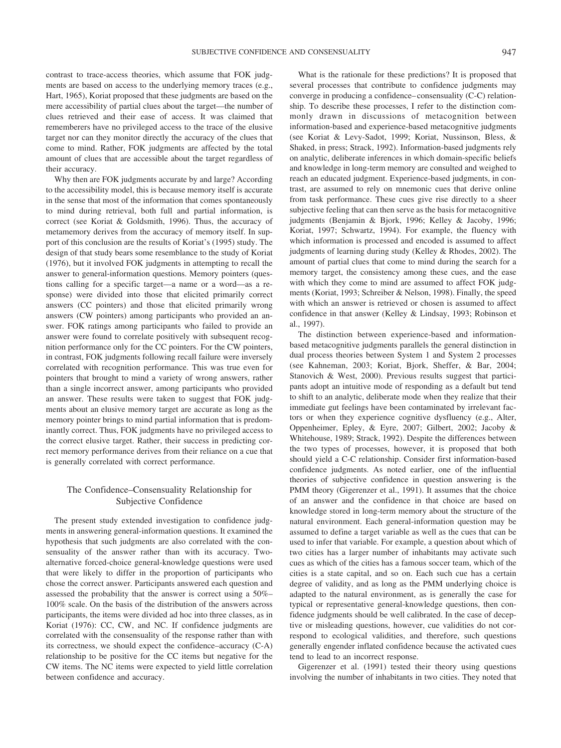contrast to trace-access theories, which assume that FOK judgments are based on access to the underlying memory traces (e.g., Hart, 1965), Koriat proposed that these judgments are based on the mere accessibility of partial clues about the target—the number of clues retrieved and their ease of access. It was claimed that rememberers have no privileged access to the trace of the elusive target nor can they monitor directly the accuracy of the clues that come to mind. Rather, FOK judgments are affected by the total amount of clues that are accessible about the target regardless of their accuracy.

Why then are FOK judgments accurate by and large? According to the accessibility model, this is because memory itself is accurate in the sense that most of the information that comes spontaneously to mind during retrieval, both full and partial information, is correct (see Koriat & Goldsmith, 1996). Thus, the accuracy of metamemory derives from the accuracy of memory itself. In support of this conclusion are the results of Koriat's (1995) study. The design of that study bears some resemblance to the study of Koriat (1976), but it involved FOK judgments in attempting to recall the answer to general-information questions. Memory pointers (questions calling for a specific target—a name or a word—as a response) were divided into those that elicited primarily correct answers (CC pointers) and those that elicited primarily wrong answers (CW pointers) among participants who provided an answer. FOK ratings among participants who failed to provide an answer were found to correlate positively with subsequent recognition performance only for the CC pointers. For the CW pointers, in contrast, FOK judgments following recall failure were inversely correlated with recognition performance. This was true even for pointers that brought to mind a variety of wrong answers, rather than a single incorrect answer, among participants who provided an answer. These results were taken to suggest that FOK judgments about an elusive memory target are accurate as long as the memory pointer brings to mind partial information that is predominantly correct. Thus, FOK judgments have no privileged access to the correct elusive target. Rather, their success in predicting correct memory performance derives from their reliance on a cue that is generally correlated with correct performance.

## The Confidence–Consensuality Relationship for Subjective Confidence

The present study extended investigation to confidence judgments in answering general-information questions. It examined the hypothesis that such judgments are also correlated with the consensuality of the answer rather than with its accuracy. Two-alternative forced-choice general-knowledge questions were used that were likely to differ in the proportion of participants who chose the correct answer. Participants answered each question and assessed the probability that the answer is correct using a 50%–100% scale. On the basis of the distribution of the answers across participants, the items were divided ad hoc into three classes, as in Koriat (1976): CC, CW, and NC. If confidence judgments are correlated with the consensuality of the response rather than with its correctness, we should expect the confidence–accuracy (C-A) relationship to be positive for the CC items but negative for the CW items. The NC items were expected to yield little correlation between confidence and accuracy.

What is the rationale for these predictions? It is proposed that several processes that contribute to confidence judgments may converge in producing a confidence–consensuality (C-C) relationship. To describe these processes, I refer to the distinction commonly drawn in discussions of metacognition between information-based and experience-based metacognitive judgments (see Koriat & Levy-Sadot, 1999; Koriat, Nussinson, Bless, & Shaked, in press; Strack, 1992). Information-based judgments rely on analytic, deliberate inferences in which domain-specific beliefs and knowledge in long-term memory are consulted and weighed to reach an educated judgment. Experience-based judgments, in contrast, are assumed to rely on mnemonic cues that derive online from task performance. These cues give rise directly to a sheer subjective feeling that can then serve as the basis for metacognitive judgments (Benjamin & Bjork, 1996; Kelley & Jacoby, 1996; Koriat, 1997; Schwartz, 1994). For example, the fluency with which information is processed and encoded is assumed to affect judgments of learning during study (Kelley & Rhodes, 2002). The amount of partial clues that come to mind during the search for a memory target, the consistency among these cues, and the ease with which they come to mind are assumed to affect FOK judgments (Koriat, 1993; Schreiber & Nelson, 1998). Finally, the speed with which an answer is retrieved or chosen is assumed to affect confidence in that answer (Kelley & Lindsay, 1993; Robinson et al., 1997).

The distinction between experience-based and information-based metacognitive judgments parallels the general distinction in dual process theories between System 1 and System 2 processes (see Kahneman, 2003; Koriat, Bjork, Sheffer, & Bar, 2004; Stanovich & West, 2000). Previous results suggest that participants adopt an intuitive mode of responding as a default but tend to shift to an analytic, deliberate mode when they realize that their immediate gut feelings have been contaminated by irrelevant factors or when they experience cognitive dysfluency (e.g., Alter, Oppenheimer, Epley, & Eyre, 2007; Gilbert, 2002; Jacoby & Whitehouse, 1989; Strack, 1992). Despite the differences between the two types of processes, however, it is proposed that both should yield a C-C relationship. Consider first information-based confidence judgments. As noted earlier, one of the influential theories of subjective confidence in question answering is the PMM theory (Gigerenzer et al., 1991). It assumes that the choice of an answer and the confidence in that choice are based on knowledge stored in long-term memory about the structure of the natural environment. Each general-information question may be assumed to define a target variable as well as the cues that can be used to infer that variable. For example, a question about which of two cities has a larger number of inhabitants may activate such cues as which of the cities has a famous soccer team, which of the cities is a state capital, and so on. Each such cue has a certain degree of validity, and as long as the PMM underlying choice is adapted to the natural environment, as is generally the case for typical or representative general-knowledge questions, then confidence judgments should be well calibrated. In the case of deceptive or misleading questions, however, cue validities do not correspond to ecological validities, and therefore, such questions generally engender inflated confidence because the activated cues tend to lead to an incorrect response.

Gigerenzer et al. (1991) tested their theory using questions involving the number of inhabitants in two cities. They noted that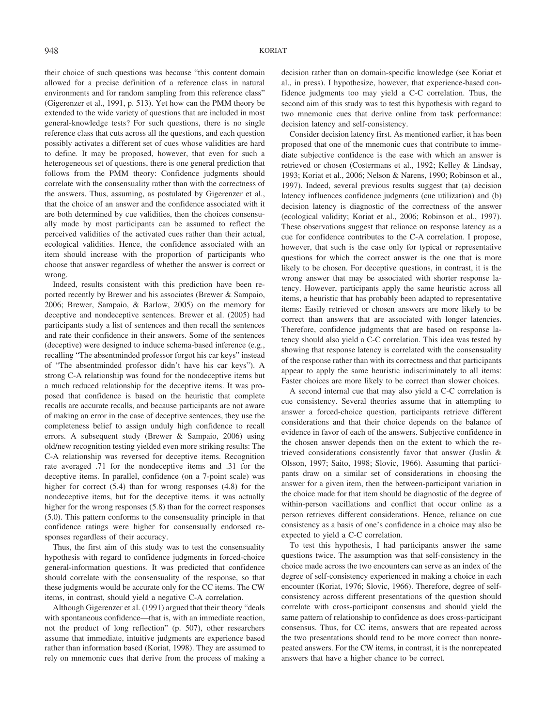their choice of such questions was because "this content domain allowed for a precise definition of a reference class in natural environments and for random sampling from this reference class" (Gigerenzer et al., 1991, p. 513). Yet how can the PMM theory be extended to the wide variety of questions that are included in most general-knowledge tests? For such questions, there is no single reference class that cuts across all the questions, and each question possibly activates a different set of cues whose validities are hard to define. It may be proposed, however, that even for such a heterogeneous set of questions, there is one general prediction that follows from the PMM theory: Confidence judgments should correlate with the consensuality rather than with the correctness of the answers. Thus, assuming, as postulated by Gigerenzer et al., that the choice of an answer and the confidence associated with it are both determined by cue validities, then the choices consensually made by most participants can be assumed to reflect the perceived validities of the activated cues rather than their actual, ecological validities. Hence, the confidence associated with an item should increase with the proportion of participants who choose that answer regardless of whether the answer is correct or wrong.

Indeed, results consistent with this prediction have been reported recently by Brewer and his associates (Brewer & Sampaio, 2006; Brewer, Sampaio, & Barlow, 2005) on the memory for deceptive and nondeceptive sentences. Brewer et al. (2005) had participants study a list of sentences and then recall the sentences and rate their confidence in their answers. Some of the sentences (deceptive) were designed to induce schema-based inference (e.g., recalling "The absentminded professor forgot his car keys" instead of "The absentminded professor didn't have his car keys"). A strong C-A relationship was found for the nondeceptive items but a much reduced relationship for the deceptive items. It was proposed that confidence is based on the heuristic that complete recalls are accurate recalls, and because participants are not aware of making an error in the case of deceptive sentences, they use the completeness belief to assign unduly high confidence to recall errors. A subsequent study (Brewer & Sampaio, 2006) using old/new recognition testing yielded even more striking results: The C-A relationship was reversed for deceptive items. Recognition rate averaged .71 for the nondeceptive items and .31 for the deceptive items. In parallel, confidence (on a 7-point scale) was higher for correct (5.4) than for wrong responses (4.8) for the nondeceptive items, but for the deceptive items. it was actually higher for the wrong responses (5.8) than for the correct responses (5.0). This pattern conforms to the consensuality principle in that confidence ratings were higher for consensually endorsed responses regardless of their accuracy.

Thus, the first aim of this study was to test the consensuality hypothesis with regard to confidence judgments in forced-choice general-information questions. It was predicted that confidence should correlate with the consensuality of the response, so that these judgments would be accurate only for the CC items. The CW items, in contrast, should yield a negative C-A correlation.

Although Gigerenzer et al. (1991) argued that their theory "deals with spontaneous confidence—that is, with an immediate reaction, not the product of long reflection" (p. 507), other researchers assume that immediate, intuitive judgments are experience based rather than information based (Koriat, 1998). They are assumed to rely on mnemonic cues that derive from the process of making a decision rather than on domain-specific knowledge (see Koriat et al., in press). I hypothesize, however, that experience-based confidence judgments too may yield a C-C correlation. Thus, the second aim of this study was to test this hypothesis with regard to two mnemonic cues that derive online from task performance: decision latency and self-consistency.

Consider decision latency first. As mentioned earlier, it has been proposed that one of the mnemonic cues that contribute to immediate subjective confidence is the ease with which an answer is retrieved or chosen (Costermans et al., 1992; Kelley & Lindsay, 1993; Koriat et al., 2006; Nelson & Narens, 1990; Robinson et al., 1997). Indeed, several previous results suggest that (a) decision latency influences confidence judgments (cue utilization) and (b) decision latency is diagnostic of the correctness of the answer (ecological validity; Koriat et al., 2006; Robinson et al., 1997). These observations suggest that reliance on response latency as a cue for confidence contributes to the C-A correlation. I propose, however, that such is the case only for typical or representative questions for which the correct answer is the one that is more likely to be chosen. For deceptive questions, in contrast, it is the wrong answer that may be associated with shorter response latency. However, participants apply the same heuristic across all items, a heuristic that has probably been adapted to representative items: Easily retrieved or chosen answers are more likely to be correct than answers that are associated with longer latencies. Therefore, confidence judgments that are based on response latency should also yield a C-C correlation. This idea was tested by showing that response latency is correlated with the consensuality of the response rather than with its correctness and that participants appear to apply the same heuristic indiscriminately to all items: Faster choices are more likely to be correct than slower choices.

A second internal cue that may also yield a C-C correlation is cue consistency. Several theories assume that in attempting to answer a forced-choice question, participants retrieve different considerations and that their choice depends on the balance of evidence in favor of each of the answers. Subjective confidence in the chosen answer depends then on the extent to which the retrieved considerations consistently favor that answer (Juslin & Olsson, 1997; Saito, 1998; Slovic, 1966). Assuming that participants draw on a similar set of considerations in choosing the answer for a given item, then the between-participant variation in the choice made for that item should be diagnostic of the degree of within-person vacillations and conflict that occur online as a person retrieves different considerations. Hence, reliance on cue consistency as a basis of one's confidence in a choice may also be expected to yield a C-C correlation.

To test this hypothesis, I had participants answer the same questions twice. The assumption was that self-consistency in the choice made across the two encounters can serve as an index of the degree of self-consistency experienced in making a choice in each encounter (Koriat, 1976; Slovic, 1966). Therefore, degree of self-consistency across different presentations of the question should correlate with cross-participant consensus and should yield the same pattern of relationship to confidence as does cross-participant consensus. Thus, for CC items, answers that are repeated across the two presentations should tend to be more correct than nonrepeated answers. For the CW items, in contrast, it is the nonrepeated answers that have a higher chance to be correct.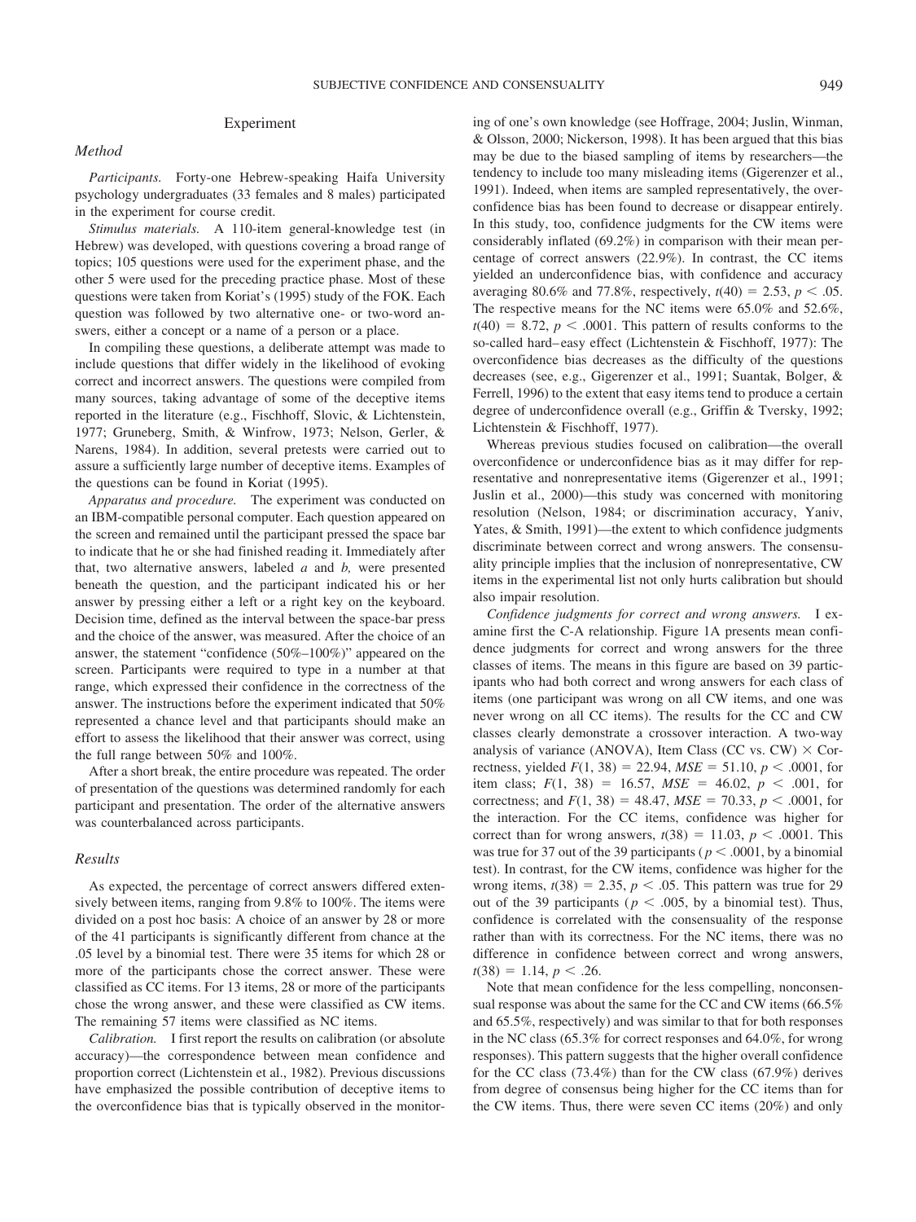## Experiment

### Method

*Participants.* Forty-one Hebrew-speaking Haifa University psychology undergraduates (33 females and 8 males) participated in the experiment for course credit.

*Stimulus materials.* A 110-item general-knowledge test (in Hebrew) was developed, with questions covering a broad range of topics; 105 questions were used for the experiment phase, and the other 5 were used for the preceding practice phase. Most of these questions were taken from Koriat's (1995) study of the FOK. Each question was followed by two alternative one- or two-word answers, either a concept or a name of a person or a place.

In compiling these questions, a deliberate attempt was made to include questions that differ widely in the likelihood of evoking correct and incorrect answers. The questions were compiled from many sources, taking advantage of some of the deceptive items reported in the literature (e.g., Fischhoff, Slovic, & Lichtenstein, 1977; Gruneberg, Smith, & Winfrow, 1973; Nelson, Gerler, & Narens, 1984). In addition, several pretests were carried out to assure a sufficiently large number of deceptive items. Examples of the questions can be found in Koriat (1995).

*Apparatus and procedure.* The experiment was conducted on an IBM-compatible personal computer. Each question appeared on the screen and remained until the participant pressed the space bar to indicate that he or she had finished reading it. Immediately after that, two alternative answers, labeled *a* and *b,* were presented beneath the question, and the participant indicated his or her answer by pressing either a left or a right key on the keyboard. Decision time, defined as the interval between the space-bar press and the choice of the answer, was measured. After the choice of an answer, the statement "confidence (50%–100%)" appeared on the screen. Participants were required to type in a number at that range, which expressed their confidence in the correctness of the answer. The instructions before the experiment indicated that 50% represented a chance level and that participants should make an effort to assess the likelihood that their answer was correct, using the full range between 50% and 100%.

After a short break, the entire procedure was repeated. The order of presentation of the questions was determined randomly for each participant and presentation. The order of the alternative answers was counterbalanced across participants.

### Results

As expected, the percentage of correct answers differed extensively between items, ranging from 9.8% to 100%. The items were divided on a post hoc basis: A choice of an answer by 28 or more of the 41 participants is significantly different from chance at the .05 level by a binomial test. There were 35 items for which 28 or more of the participants chose the correct answer. These were classified as CC items. For 13 items, 28 or more of the participants chose the wrong answer, and these were classified as CW items. The remaining 57 items were classified as NC items.

*Calibration.* I first report the results on calibration (or absolute accuracy)—the correspondence between mean confidence and proportion correct (Lichtenstein et al., 1982). Previous discussions have emphasized the possible contribution of deceptive items to the overconfidence bias that is typically observed in the monitoring of one's own knowledge (see Hoffrage, 2004; Juslin, Winman, & Olsson, 2000; Nickerson, 1998). It has been argued that this bias may be due to the biased sampling of items by researchers—the tendency to include too many misleading items (Gigerenzer et al., 1991). Indeed, when items are sampled representatively, the overconfidence bias has been found to decrease or disappear entirely. In this study, too, confidence judgments for the CW items were considerably inflated (69.2%) in comparison with their mean percentage of correct answers (22.9%). In contrast, the CC items yielded an underconfidence bias, with confidence and accuracy averaging 80.6% and 77.8%, respectively, $t(40) = 2.53$, $p < .05$. The respective means for the NC items were 65.0% and 52.6%, $t(40) = 8.72$, $p < .0001$. This pattern of results conforms to the so-called hard–easy effect (Lichtenstein & Fischhoff, 1977): The overconfidence bias decreases as the difficulty of the questions decreases (see, e.g., Gigerenzer et al., 1991; Suantak, Bolger, & Ferrell, 1996) to the extent that easy items tend to produce a certain degree of underconfidence overall (e.g., Griffin & Tversky, 1992; Lichtenstein & Fischhoff, 1977).

Whereas previous studies focused on calibration—the overall overconfidence or underconfidence bias as it may differ for representative and nonrepresentative items (Gigerenzer et al., 1991; Juslin et al., 2000)—this study was concerned with monitoring resolution (Nelson, 1984; or discrimination accuracy, Yaniv, Yates, & Smith, 1991)—the extent to which confidence judgments discriminate between correct and wrong answers. The consensuality principle implies that the inclusion of nonrepresentative, CW items in the experimental list not only hurts calibration but should also impair resolution.

*Confidence judgments for correct and wrong answers.* I examine first the C-A relationship. Figure 1A presents mean confidence judgments for correct and wrong answers for the three classes of items. The means in this figure are based on 39 participants who had both correct and wrong answers for each class of items (one participant was wrong on all CW items, and one was never wrong on all CC items). The results for the CC and CW classes clearly demonstrate a crossover interaction. A two-way analysis of variance (ANOVA), Item Class (CC vs. CW) × Correctness, yielded $F(1, 38) = 22.94$, $MSE = 51.10$, $p < .0001$, for item class; $F(1, 38) = 16.57$, $MSE = 46.02$, $p < .001$, for correctness; and $F(1, 38) = 48.47$, $MSE = 70.33$, $p < .0001$, for the interaction. For the CC items, confidence was higher for correct than for wrong answers, $t(38) = 11.03$, $p < .0001$. This was true for 37 out of the 39 participants ($p < .0001$, by a binomial test). In contrast, for the CW items, confidence was higher for the wrong items, $t(38) = 2.35$, $p < .05$. This pattern was true for 29 out of the 39 participants ($p < .005$, by a binomial test). Thus, confidence is correlated with the consensuality of the response rather than with its correctness. For the NC items, there was no difference in confidence between correct and wrong answers, $t(38) = 1.14$, $p < .26$.

Note that mean confidence for the less compelling, nonconsensual response was about the same for the CC and CW items (66.5% and 65.5%, respectively) and was similar to that for both responses in the NC class (65.3% for correct responses and 64.0%, for wrong responses). This pattern suggests that the higher overall confidence for the CC class (73.4%) than for the CW class (67.9%) derives from degree of consensus being higher for the CC items than for the CW items. Thus, there were seven CC items (20%) and only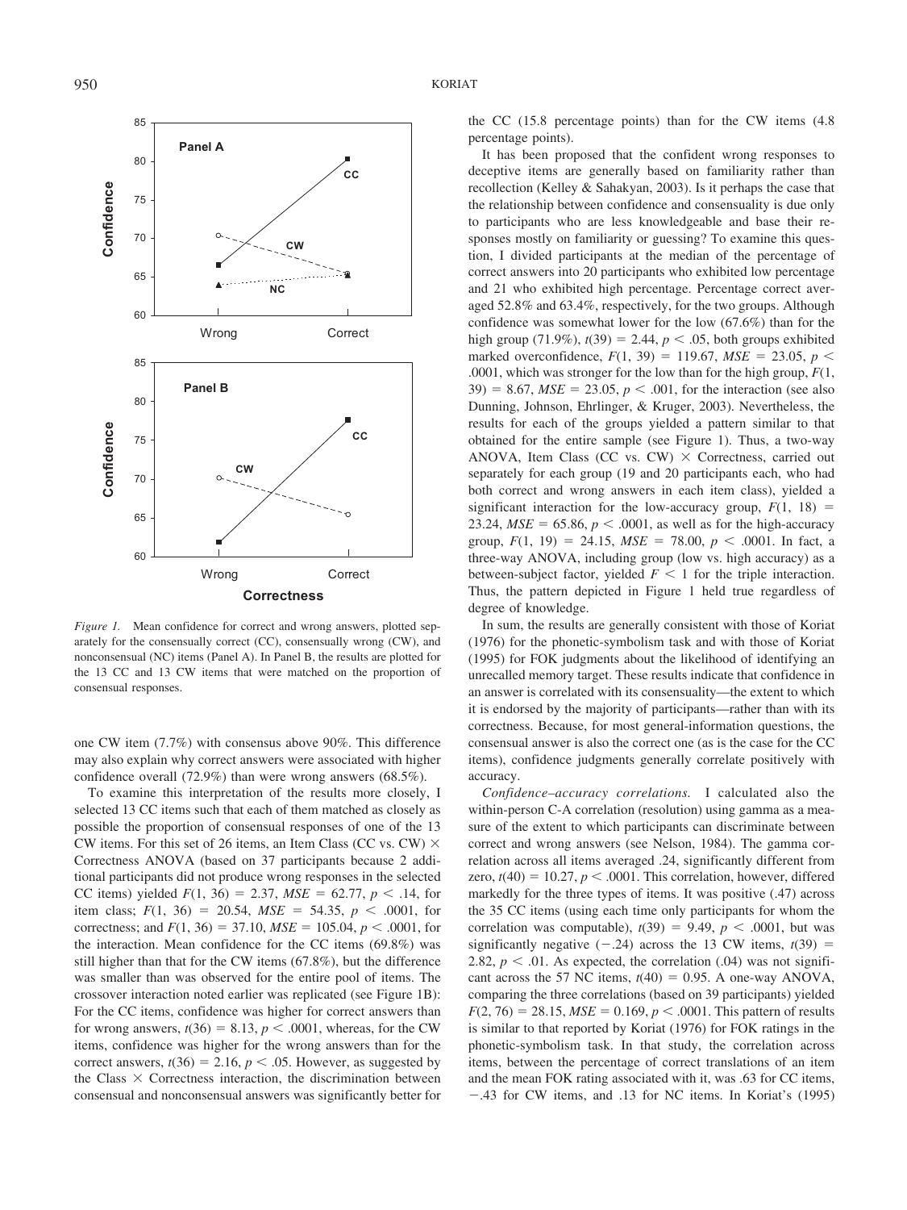*Figure 1.* Mean confidence for correct and wrong answers, plotted separately for the consensually correct (CC), consensually wrong (CW), and nonconsensual (NC) items (Panel A). In Panel B, the results are plotted for the 13 CC and 13 CW items that were matched on the proportion of consensual responses.

one CW item (7.7%) with consensus above 90%. This difference may also explain why correct answers were associated with higher confidence overall (72.9%) than were wrong answers (68.5%).

To examine this interpretation of the results more closely, I selected 13 CC items such that each of them matched as closely as possible the proportion of consensual responses of one of the 13 CW items. For this set of 26 items, an Item Class (CC vs. CW) × Correctness ANOVA (based on 37 participants because 2 additional participants did not produce wrong responses in the selected CC items) yielded $F(1, 36) = 2.37$, $MSE = 62.77$, $p < .14$, for item class; $F(1, 36) = 20.54$, $MSE = 54.35$, $p < .0001$, for correctness; and $F(1, 36) = 37.10$, $MSE = 105.04$, $p < .0001$, for the interaction. Mean confidence for the CC items (69.8%) was still higher than that for the CW items (67.8%), but the difference was smaller than was observed for the entire pool of items. The crossover interaction noted earlier was replicated (see Figure 1B): For the CC items, confidence was higher for correct answers than for wrong answers, $t(36) = 8.13$, $p < .0001$, whereas, for the CW items, confidence was higher for the wrong answers than for the correct answers, $t(36) = 2.16$, $p < .05$. However, as suggested by the Class × Correctness interaction, the discrimination between consensual and nonconsensual answers was significantly better for the CC (15.8 percentage points) than for the CW items (4.8 percentage points).

It has been proposed that the confident wrong responses to deceptive items are generally based on familiarity rather than recollection (Kelley & Sahakyan, 2003). Is it perhaps the case that the relationship between confidence and consensuality is due only to participants who are less knowledgeable and base their responses mostly on familiarity or guessing? To examine this question, I divided participants at the median of the percentage of correct answers into 20 participants who exhibited low percentage and 21 who exhibited high percentage. Percentage correct averaged 52.8% and 63.4%, respectively, for the two groups. Although confidence was somewhat lower for the low (67.6%) than for the high group (71.9%), $t(39) = 2.44$, $p < .05$, both groups exhibited marked overconfidence, $F(1, 39) = 119.67$, $MSE = 23.05$, $p < .0001$, which was stronger for the low than for the high group, $F(1, 39) = 8.67$, $MSE = 23.05$, $p < .001$, for the interaction (see also Dunning, Johnson, Ehrlinger, & Kruger, 2003). Nevertheless, the results for each of the groups yielded a pattern similar to that obtained for the entire sample (see Figure 1). Thus, a two-way ANOVA, Item Class (CC vs. CW) × Correctness, carried out separately for each group (19 and 20 participants each, who had both correct and wrong answers in each item class), yielded a significant interaction for the low-accuracy group, $F(1, 18) = 23.24$, $MSE = 65.86$, $p < .0001$, as well as for the high-accuracy group, $F(1, 19) = 24.15$, $MSE = 78.00$, $p < .0001$. In fact, a three-way ANOVA, including group (low vs. high accuracy) as a between-subject factor, yielded $F < 1$ for the triple interaction. Thus, the pattern depicted in Figure 1 held true regardless of degree of knowledge.

In sum, the results are generally consistent with those of Koriat (1976) for the phonetic-symbolism task and with those of Koriat (1995) for FOK judgments about the likelihood of identifying an unrecalled memory target. These results indicate that confidence in an answer is correlated with its consensuality—the extent to which it is endorsed by the majority of participants—rather than with its correctness. Because, for most general-information questions, the consensual answer is also the correct one (as is the case for the CC items), confidence judgments generally correlate positively with accuracy.

*Confidence–accuracy correlations.* I calculated also the within-person C-A correlation (resolution) using gamma as a measure of the extent to which participants can discriminate between correct and wrong answers (see Nelson, 1984). The gamma correlation across all items averaged .24, significantly different from zero, $t(40) = 10.27$, $p < .0001$. This correlation, however, differed markedly for the three types of items. It was positive (.47) across the 35 CC items (using each time only participants for whom the correlation was computable), $t(39) = 9.49$, $p < .0001$, but was significantly negative (−.24) across the 13 CW items, $t(39) = 2.82$, $p < .01$. As expected, the correlation (.04) was not significant across the 57 NC items, $t(40) = 0.95$. A one-way ANOVA, comparing the three correlations (based on 39 participants) yielded $F(2, 76) = 28.15$, $MSE = 0.169$, $p < .0001$. This pattern of results is similar to that reported by Koriat (1976) for FOK ratings in the phonetic-symbolism task. In that study, the correlation across items, between the percentage of correct translations of an item and the mean FOK rating associated with it, was .63 for CC items, −.43 for CW items, and .13 for NC items. In Koriat's (1995)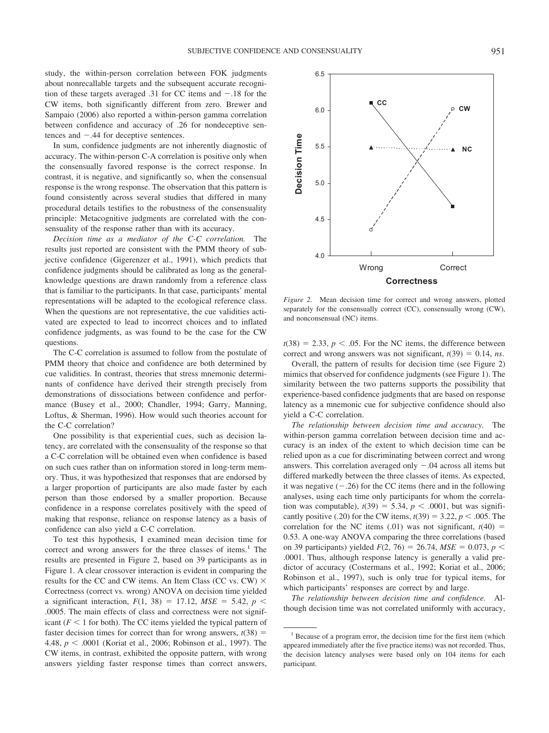study, the within-person correlation between FOK judgments about nonrecallable targets and the subsequent accurate recognition of these targets averaged .31 for CC items and −.18 for the CW items, both significantly different from zero. Brewer and Sampaio (2006) also reported a within-person gamma correlation between confidence and accuracy of .26 for nondeceptive sentences and −.44 for deceptive sentences.

In sum, confidence judgments are not inherently diagnostic of accuracy. The within-person C-A correlation is positive only when the consensually favored response is the correct response. In contrast, it is negative, and significantly so, when the consensual response is the wrong response. The observation that this pattern is found consistently across several studies that differed in many procedural details testifies to the robustness of the consensuality principle: Metacognitive judgments are correlated with the consensuality of the response rather than with its accuracy.

*Decision time as a mediator of the C-C correlation.* The results just reported are consistent with the PMM theory of subjective confidence (Gigerenzer et al., 1991), which predicts that confidence judgments should be calibrated as long as the general-knowledge questions are drawn randomly from a reference class that is familiar to the participants. In that case, participants' mental representations will be adapted to the ecological reference class. When the questions are not representative, the cue validities activated are expected to lead to incorrect choices and to inflated confidence judgments, as was found to be the case for the CW questions.

The C-C correlation is assumed to follow from the postulate of PMM theory that choice and confidence are both determined by cue validities. In contrast, theories that stress mnemonic determinants of confidence have derived their strength precisely from demonstrations of dissociations between confidence and performance (Busey et al., 2000; Chandler, 1994; Garry, Manning, Loftus, & Sherman, 1996). How would such theories account for the C-C correlation?

One possibility is that experiential cues, such as decision latency, are correlated with the consensuality of the response so that a C-C correlation will be obtained even when confidence is based on such cues rather than on information stored in long-term memory. Thus, it was hypothesized that responses that are endorsed by a larger proportion of participants are also made faster by each person than those endorsed by a smaller proportion. Because confidence in a response correlates positively with the speed of making that response, reliance on response latency as a basis of confidence can also yield a C-C correlation.

To test this hypothesis, I examined mean decision time for correct and wrong answers for the three classes of items.[1] The results are presented in Figure 2, based on 39 participants as in Figure 1. A clear crossover interaction is evident in comparing the results for the CC and CW items. An Item Class (CC vs. CW) × Correctness (correct vs. wrong) ANOVA on decision time yielded a significant interaction, $F(1, 38) = 17.12$, $MSE = 5.42$, $p < .0005$. The main effects of class and correctness were not significant ($F < 1$ for both). The CC items yielded the typical pattern of faster decision times for correct than for wrong answers, $t(38) = 4.48$, $p < .0001$ (Koriat et al., 2006; Robinson et al., 1997). The CW items, in contrast, exhibited the opposite pattern, with wrong answers yielding faster response times than correct answers, $t(38) = 2.33$, $p < .05$. For the NC items, the difference between correct and wrong answers was not significant, $t(39) = 0.14$, *ns*.

*Figure 2.* Mean decision time for correct and wrong answers, plotted separately for the consensually correct (CC), consensually wrong (CW), and nonconsensual (NC) items.

Overall, the pattern of results for decision time (see Figure 2) mimics that observed for confidence judgments (see Figure 1). The similarity between the two patterns supports the possibility that experience-based confidence judgments that are based on response latency as a mnemonic cue for subjective confidence should also yield a C-C correlation.

*The relationship between decision time and accuracy.* The within-person gamma correlation between decision time and accuracy is an index of the extent to which decision time can be relied upon as a cue for discriminating between correct and wrong answers. This correlation averaged only −.04 across all items but differed markedly between the three classes of items. As expected, it was negative (−.26) for the CC items (here and in the following analyses, using each time only participants for whom the correlation was computable), $t(39) = 5.34$, $p < .0001$, but was significantly positive (.20) for the CW items, $t(39) = 3.22$, $p < .005$. The correlation for the NC items (.01) was not significant, $t(40) = 0.53$. A one-way ANOVA comparing the three correlations (based on 39 participants) yielded $F(2, 76) = 26.74$, $MSE = 0.073$, $p < .0001$. Thus, although response latency is generally a valid predictor of accuracy (Costermans et al., 1992; Koriat et al., 2006; Robinson et al., 1997), such is only true for typical items, for which participants' responses are correct by and large.

*The relationship between decision time and confidence.* Although decision time was not correlated uniformly with accuracy,

[1] Because of a program error, the decision time for the first item (which appeared immediately after the five practice items) was not recorded. Thus, the decision latency analyses were based only on 104 items for each participant.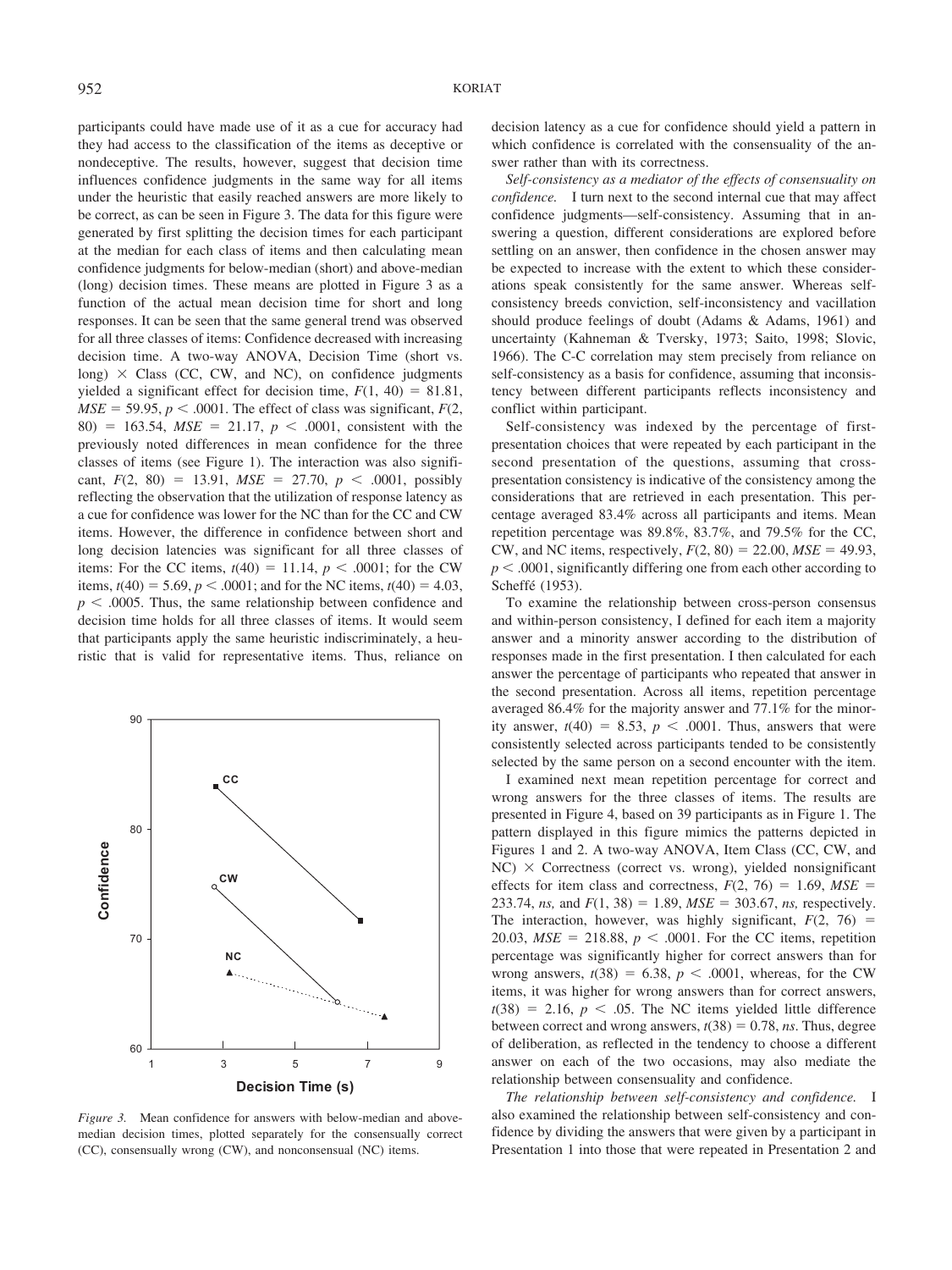participants could have made use of it as a cue for accuracy had they had access to the classification of the items as deceptive or nondeceptive. The results, however, suggest that decision time influences confidence judgments in the same way for all items under the heuristic that easily reached answers are more likely to be correct, as can be seen in Figure 3. The data for this figure were generated by first splitting the decision times for each participant at the median for each class of items and then calculating mean confidence judgments for below-median (short) and above-median (long) decision times. These means are plotted in Figure 3 as a function of the actual mean decision time for short and long responses. It can be seen that the same general trend was observed for all three classes of items: Confidence decreased with increasing decision time. A two-way ANOVA, Decision Time (short vs. long) × Class (CC, CW, and NC), on confidence judgments yielded a significant effect for decision time, $F(1, 40) = 81.81$, $MSE = 59.95$, $p < .0001$. The effect of class was significant, $F(2, 80) = 163.54$, $MSE = 21.17$, $p < .0001$, consistent with the previously noted differences in mean confidence for the three classes of items (see Figure 1). The interaction was also significant, $F(2, 80) = 13.91$, $MSE = 27.70$, $p < .0001$, possibly reflecting the observation that the utilization of response latency as a cue for confidence was lower for the NC than for the CC and CW items. However, the difference in confidence between short and long decision latencies was significant for all three classes of items: For the CC items, $t(40) = 11.14$, $p < .0001$; for the CW items, $t(40) = 5.69$, $p < .0001$; and for the NC items, $t(40) = 4.03$, $p < .0005$. Thus, the same relationship between confidence and decision time holds for all three classes of items. It would seem that participants apply the same heuristic indiscriminately, a heuristic that is valid for representative items. Thus, reliance on decision latency as a cue for confidence should yield a pattern in which confidence is correlated with the consensuality of the answer rather than with its correctness.

Figure 3. Mean confidence for answers with below-median and above-median decision times, plotted separately for the consensually correct (CC), consensually wrong (CW), and nonconsensual (NC) items.

*Self-consistency as a mediator of the effects of consensuality on confidence.* I turn next to the second internal cue that may affect confidence judgments—self-consistency. Assuming that in answering a question, different considerations are explored before settling on an answer, then confidence in the chosen answer may be expected to increase with the extent to which these considerations speak consistently for the same answer. Whereas self-consistency breeds conviction, self-inconsistency and vacillation should produce feelings of doubt (Adams & Adams, 1961) and uncertainty (Kahneman & Tversky, 1973; Saito, 1998; Slovic, 1966). The C-C correlation may stem precisely from reliance on self-consistency as a basis for confidence, assuming that inconsistency between different participants reflects inconsistency and conflict within participant.

Self-consistency was indexed by the percentage of first-presentation choices that were repeated by each participant in the second presentation of the questions, assuming that cross-presentation consistency is indicative of the consistency among the considerations that are retrieved in each presentation. This percentage averaged 83.4% across all participants and items. Mean repetition percentage was 89.8%, 83.7%, and 79.5% for the CC, CW, and NC items, respectively, $F(2, 80) = 22.00$, $MSE = 49.93$, $p < .0001$, significantly differing one from each other according to Scheffé (1953).

To examine the relationship between cross-person consensus and within-person consistency, I defined for each item a majority answer and a minority answer according to the distribution of responses made in the first presentation. I then calculated for each answer the percentage of participants who repeated that answer in the second presentation. Across all items, repetition percentage averaged 86.4% for the majority answer and 77.1% for the minority answer, $t(40) = 8.53$, $p < .0001$. Thus, answers that were consistently selected across participants tended to be consistently selected by the same person on a second encounter with the item.

I examined next mean repetition percentage for correct and wrong answers for the three classes of items. The results are presented in Figure 4, based on 39 participants as in Figure 1. The pattern displayed in this figure mimics the patterns depicted in Figures 1 and 2. A two-way ANOVA, Item Class (CC, CW, and NC) × Correctness (correct vs. wrong), yielded nonsignificant effects for item class and correctness, $F(2, 76) = 1.69$, $MSE = 233.74$, *ns,* and $F(1, 38) = 1.89$, $MSE = 303.67$, *ns,* respectively. The interaction, however, was highly significant, $F(2, 76) = 20.03$, $MSE = 218.88$, $p < .0001$. For the CC items, repetition percentage was significantly higher for correct answers than for wrong answers, $t(38) = 6.38$, $p < .0001$, whereas, for the CW items, it was higher for wrong answers than for correct answers, $t(38) = 2.16$, $p < .05$. The NC items yielded little difference between correct and wrong answers, $t(38) = 0.78$, *ns*. Thus, degree of deliberation, as reflected in the tendency to choose a different answer on each of the two occasions, may also mediate the relationship between consensuality and confidence.

*The relationship between self-consistency and confidence.* I also examined the relationship between self-consistency and confidence by dividing the answers that were given by a participant in Presentation 1 into those that were repeated in Presentation 2 and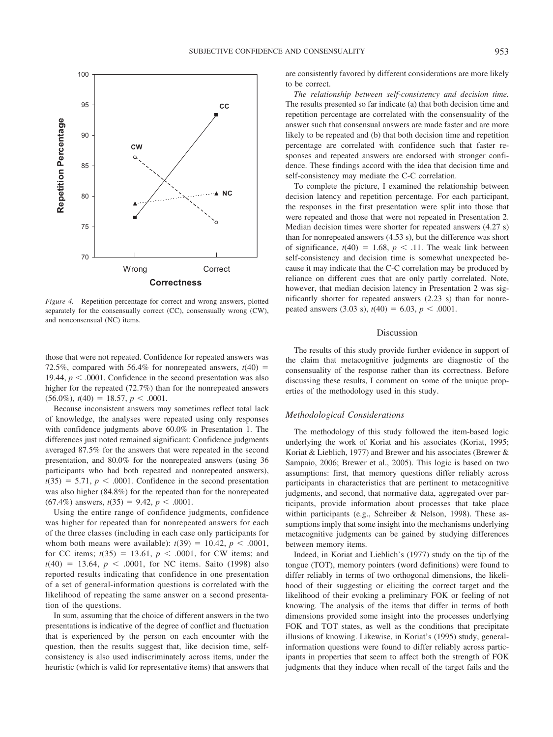*Figure 4.* Repetition percentage for correct and wrong answers, plotted separately for the consensually correct (CC), consensually wrong (CW), and nonconsensual (NC) items.

those that were not repeated. Confidence for repeated answers was 72.5%, compared with 56.4% for nonrepeated answers, $t(40) = 19.44$, $p < .0001$. Confidence in the second presentation was also higher for the repeated (72.7%) than for the nonrepeated answers (56.0%), $t(40) = 18.57$, $p < .0001$.

Because inconsistent answers may sometimes reflect total lack of knowledge, the analyses were repeated using only responses with confidence judgments above 60.0% in Presentation 1. The differences just noted remained significant: Confidence judgments averaged 87.5% for the answers that were repeated in the second presentation, and 80.0% for the nonrepeated answers (using 36 participants who had both repeated and nonrepeated answers), $t(35) = 5.71$, $p < .0001$. Confidence in the second presentation was also higher (84.8%) for the repeated than for the nonrepeated (67.4%) answers, $t(35) = 9.42$, $p < .0001$.

Using the entire range of confidence judgments, confidence was higher for repeated than for nonrepeated answers for each of the three classes (including in each case only participants for whom both means were available): $t(39) = 10.42$, $p < .0001$, for CC items; $t(35) = 13.61$, $p < .0001$, for CW items; and $t(40) = 13.64$, $p < .0001$, for NC items. Saito (1998) also reported results indicating that confidence in one presentation of a set of general-information questions is correlated with the likelihood of repeating the same answer on a second presentation of the questions.

In sum, assuming that the choice of different answers in the two presentations is indicative of the degree of conflict and fluctuation that is experienced by the person on each encounter with the question, then the results suggest that, like decision time, self-consistency is also used indiscriminately across items, under the heuristic (which is valid for representative items) that answers that are consistently favored by different considerations are more likely to be correct.

*The relationship between self-consistency and decision time.* The results presented so far indicate (a) that both decision time and repetition percentage are correlated with the consensuality of the answer such that consensual answers are made faster and are more likely to be repeated and (b) that both decision time and repetition percentage are correlated with confidence such that faster responses and repeated answers are endorsed with stronger confidence. These findings accord with the idea that decision time and self-consistency may mediate the C-C correlation.

To complete the picture, I examined the relationship between decision latency and repetition percentage. For each participant, the responses in the first presentation were split into those that were repeated and those that were not repeated in Presentation 2. Median decision times were shorter for repeated answers (4.27 s) than for nonrepeated answers (4.53 s), but the difference was short of significance, $t(40) = 1.68$, $p < .11$. The weak link between self-consistency and decision time is somewhat unexpected because it may indicate that the C-C correlation may be produced by reliance on different cues that are only partly correlated. Note, however, that median decision latency in Presentation 2 was significantly shorter for repeated answers (2.23 s) than for nonrepeated answers (3.03 s), $t(40) = 6.03$, $p < .0001$.

## Discussion

The results of this study provide further evidence in support of the claim that metacognitive judgments are diagnostic of the consensuality of the response rather than its correctness. Before discussing these results, I comment on some of the unique properties of the methodology used in this study.

### Methodological Considerations

The methodology of this study followed the item-based logic underlying the work of Koriat and his associates (Koriat, 1995; Koriat & Lieblich, 1977) and Brewer and his associates (Brewer & Sampaio, 2006; Brewer et al., 2005). This logic is based on two assumptions: first, that memory questions differ reliably across participants in characteristics that are pertinent to metacognitive judgments, and second, that normative data, aggregated over participants, provide information about processes that take place within participants (e.g., Schreiber & Nelson, 1998). These assumptions imply that some insight into the mechanisms underlying metacognitive judgments can be gained by studying differences between memory items.

Indeed, in Koriat and Lieblich's (1977) study on the tip of the tongue (TOT), memory pointers (word definitions) were found to differ reliably in terms of two orthogonal dimensions, the likelihood of their suggesting or eliciting the correct target and the likelihood of their evoking a preliminary FOK or feeling of not knowing. The analysis of the items that differ in terms of both dimensions provided some insight into the processes underlying FOK and TOT states, as well as the conditions that precipitate illusions of knowing. Likewise, in Koriat's (1995) study, general-information questions were found to differ reliably across participants in properties that seem to affect both the strength of FOK judgments that they induce when recall of the target fails and the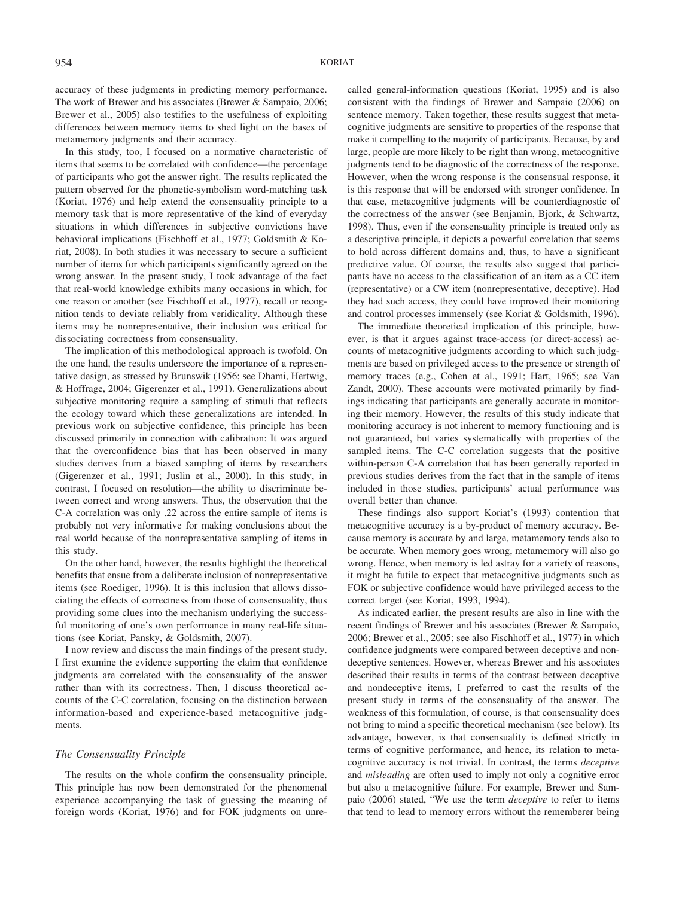accuracy of these judgments in predicting memory performance. The work of Brewer and his associates (Brewer & Sampaio, 2006; Brewer et al., 2005) also testifies to the usefulness of exploiting differences between memory items to shed light on the bases of metamemory judgments and their accuracy.

In this study, too, I focused on a normative characteristic of items that seems to be correlated with confidence—the percentage of participants who got the answer right. The results replicated the pattern observed for the phonetic-symbolism word-matching task (Koriat, 1976) and help extend the consensuality principle to a memory task that is more representative of the kind of everyday situations in which differences in subjective convictions have behavioral implications (Fischhoff et al., 1977; Goldsmith & Koriat, 2008). In both studies it was necessary to secure a sufficient number of items for which participants significantly agreed on the wrong answer. In the present study, I took advantage of the fact that real-world knowledge exhibits many occasions in which, for one reason or another (see Fischhoff et al., 1977), recall or recognition tends to deviate reliably from veridicality. Although these items may be nonrepresentative, their inclusion was critical for dissociating correctness from consensuality.

The implication of this methodological approach is twofold. On the one hand, the results underscore the importance of a representative design, as stressed by Brunswik (1956; see Dhami, Hertwig, & Hoffrage, 2004; Gigerenzer et al., 1991). Generalizations about subjective monitoring require a sampling of stimuli that reflects the ecology toward which these generalizations are intended. In previous work on subjective confidence, this principle has been discussed primarily in connection with calibration: It was argued that the overconfidence bias that has been observed in many studies derives from a biased sampling of items by researchers (Gigerenzer et al., 1991; Juslin et al., 2000). In this study, in contrast, I focused on resolution—the ability to discriminate between correct and wrong answers. Thus, the observation that the C-A correlation was only .22 across the entire sample of items is probably not very informative for making conclusions about the real world because of the nonrepresentative sampling of items in this study.

On the other hand, however, the results highlight the theoretical benefits that ensue from a deliberate inclusion of nonrepresentative items (see Roediger, 1996). It is this inclusion that allows dissociating the effects of correctness from those of consensuality, thus providing some clues into the mechanism underlying the successful monitoring of one's own performance in many real-life situations (see Koriat, Pansky, & Goldsmith, 2007).

I now review and discuss the main findings of the present study. I first examine the evidence supporting the claim that confidence judgments are correlated with the consensuality of the answer rather than with its correctness. Then, I discuss theoretical accounts of the C-C correlation, focusing on the distinction between information-based and experience-based metacognitive judgments.

### *The Consensuality Principle*

The results on the whole confirm the consensuality principle. This principle has now been demonstrated for the phenomenal experience accompanying the task of guessing the meaning of foreign words (Koriat, 1976) and for FOK judgments on unrecalled general-information questions (Koriat, 1995) and is also consistent with the findings of Brewer and Sampaio (2006) on sentence memory. Taken together, these results suggest that metacognitive judgments are sensitive to properties of the response that make it compelling to the majority of participants. Because, by and large, people are more likely to be right than wrong, metacognitive judgments tend to be diagnostic of the correctness of the response. However, when the wrong response is the consensual response, it is this response that will be endorsed with stronger confidence. In that case, metacognitive judgments will be counterdiagnostic of the correctness of the answer (see Benjamin, Bjork, & Schwartz, 1998). Thus, even if the consensuality principle is treated only as a descriptive principle, it depicts a powerful correlation that seems to hold across different domains and, thus, to have a significant predictive value. Of course, the results also suggest that participants have no access to the classification of an item as a CC item (representative) or a CW item (nonrepresentative, deceptive). Had they had such access, they could have improved their monitoring and control processes immensely (see Koriat & Goldsmith, 1996).

The immediate theoretical implication of this principle, however, is that it argues against trace-access (or direct-access) accounts of metacognitive judgments according to which such judgments are based on privileged access to the presence or strength of memory traces (e.g., Cohen et al., 1991; Hart, 1965; see Van Zandt, 2000). These accounts were motivated primarily by findings indicating that participants are generally accurate in monitoring their memory. However, the results of this study indicate that monitoring accuracy is not inherent to memory functioning and is not guaranteed, but varies systematically with properties of the sampled items. The C-C correlation suggests that the positive within-person C-A correlation that has been generally reported in previous studies derives from the fact that in the sample of items included in those studies, participants' actual performance was overall better than chance.

These findings also support Koriat's (1993) contention that metacognitive accuracy is a by-product of memory accuracy. Because memory is accurate by and large, metamemory tends also to be accurate. When memory goes wrong, metamemory will also go wrong. Hence, when memory is led astray for a variety of reasons, it might be futile to expect that metacognitive judgments such as FOK or subjective confidence would have privileged access to the correct target (see Koriat, 1993, 1994).

As indicated earlier, the present results are also in line with the recent findings of Brewer and his associates (Brewer & Sampaio, 2006; Brewer et al., 2005; see also Fischhoff et al., 1977) in which confidence judgments were compared between deceptive and nondeceptive sentences. However, whereas Brewer and his associates described their results in terms of the contrast between deceptive and nondeceptive items, I preferred to cast the results of the present study in terms of the consensuality of the answer. The weakness of this formulation, of course, is that consensuality does not bring to mind a specific theoretical mechanism (see below). Its advantage, however, is that consensuality is defined strictly in terms of cognitive performance, and hence, its relation to metacognitive accuracy is not trivial. In contrast, the terms *deceptive* and *misleading* are often used to imply not only a cognitive error but also a metacognitive failure. For example, Brewer and Sampaio (2006) stated, "We use the term *deceptive* to refer to items that tend to lead to memory errors without the rememberer being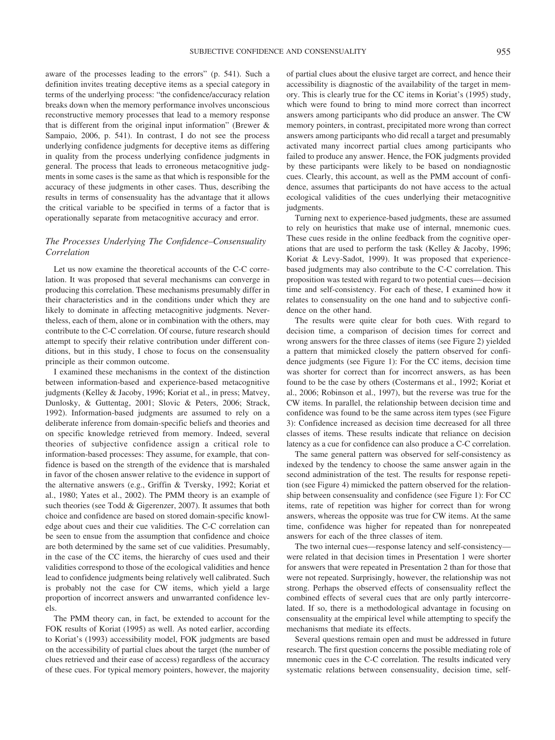aware of the processes leading to the errors" (p. 541). Such a definition invites treating deceptive items as a special category in terms of the underlying process: "the confidence/accuracy relation breaks down when the memory performance involves unconscious reconstructive memory processes that lead to a memory response that is different from the original input information" (Brewer & Sampaio, 2006, p. 541). In contrast, I do not see the process underlying confidence judgments for deceptive items as differing in quality from the process underlying confidence judgments in general. The process that leads to erroneous metacognitive judgments in some cases is the same as that which is responsible for the accuracy of these judgments in other cases. Thus, describing the results in terms of consensuality has the advantage that it allows the critical variable to be specified in terms of a factor that is operationally separate from metacognitive accuracy and error.

### *The Processes Underlying The Confidence–Consensuality Correlation*

Let us now examine the theoretical accounts of the C-C correlation. It was proposed that several mechanisms can converge in producing this correlation. These mechanisms presumably differ in their characteristics and in the conditions under which they are likely to dominate in affecting metacognitive judgments. Nevertheless, each of them, alone or in combination with the others, may contribute to the C-C correlation. Of course, future research should attempt to specify their relative contribution under different conditions, but in this study, I chose to focus on the consensuality principle as their common outcome.

I examined these mechanisms in the context of the distinction between information-based and experience-based metacognitive judgments (Kelley & Jacoby, 1996; Koriat et al., in press; Matvey, Dunlosky, & Guttentag, 2001; Slovic & Peters, 2006; Strack, 1992). Information-based judgments are assumed to rely on a deliberate inference from domain-specific beliefs and theories and on specific knowledge retrieved from memory. Indeed, several theories of subjective confidence assign a critical role to information-based processes: They assume, for example, that confidence is based on the strength of the evidence that is marshaled in favor of the chosen answer relative to the evidence in support of the alternative answers (e.g., Griffin & Tversky, 1992; Koriat et al., 1980; Yates et al., 2002). The PMM theory is an example of such theories (see Todd & Gigerenzer, 2007). It assumes that both choice and confidence are based on stored domain-specific knowledge about cues and their cue validities. The C-C correlation can be seen to ensue from the assumption that confidence and choice are both determined by the same set of cue validities. Presumably, in the case of the CC items, the hierarchy of cues used and their validities correspond to those of the ecological validities and hence lead to confidence judgments being relatively well calibrated. Such is probably not the case for CW items, which yield a large proportion of incorrect answers and unwarranted confidence levels.

The PMM theory can, in fact, be extended to account for the FOK results of Koriat (1995) as well. As noted earlier, according to Koriat's (1993) accessibility model, FOK judgments are based on the accessibility of partial clues about the target (the number of clues retrieved and their ease of access) regardless of the accuracy of these cues. For typical memory pointers, however, the majority of partial clues about the elusive target are correct, and hence their accessibility is diagnostic of the availability of the target in memory. This is clearly true for the CC items in Koriat's (1995) study, which were found to bring to mind more correct than incorrect answers among participants who did produce an answer. The CW memory pointers, in contrast, precipitated more wrong than correct answers among participants who did recall a target and presumably activated many incorrect partial clues among participants who failed to produce any answer. Hence, the FOK judgments provided by these participants were likely to be based on nondiagnostic cues. Clearly, this account, as well as the PMM account of confidence, assumes that participants do not have access to the actual ecological validities of the cues underlying their metacognitive judgments.

Turning next to experience-based judgments, these are assumed to rely on heuristics that make use of internal, mnemonic cues. These cues reside in the online feedback from the cognitive operations that are used to perform the task (Kelley & Jacoby, 1996; Koriat & Levy-Sadot, 1999). It was proposed that experience-based judgments may also contribute to the C-C correlation. This proposition was tested with regard to two potential cues—decision time and self-consistency. For each of these, I examined how it relates to consensuality on the one hand and to subjective confidence on the other hand.

The results were quite clear for both cues. With regard to decision time, a comparison of decision times for correct and wrong answers for the three classes of items (see Figure 2) yielded a pattern that mimicked closely the pattern observed for confidence judgments (see Figure 1): For the CC items, decision time was shorter for correct than for incorrect answers, as has been found to be the case by others (Costermans et al., 1992; Koriat et al., 2006; Robinson et al., 1997), but the reverse was true for the CW items. In parallel, the relationship between decision time and confidence was found to be the same across item types (see Figure 3): Confidence increased as decision time decreased for all three classes of items. These results indicate that reliance on decision latency as a cue for confidence can also produce a C-C correlation.

The same general pattern was observed for self-consistency as indexed by the tendency to choose the same answer again in the second administration of the test. The results for response repetition (see Figure 4) mimicked the pattern observed for the relationship between consensuality and confidence (see Figure 1): For CC items, rate of repetition was higher for correct than for wrong answers, whereas the opposite was true for CW items. At the same time, confidence was higher for repeated than for nonrepeated answers for each of the three classes of item.

The two internal cues—response latency and self-consistency—were related in that decision times in Presentation 1 were shorter for answers that were repeated in Presentation 2 than for those that were not repeated. Surprisingly, however, the relationship was not strong. Perhaps the observed effects of consensuality reflect the combined effects of several cues that are only partly intercorrelated. If so, there is a methodological advantage in focusing on consensuality at the empirical level while attempting to specify the mechanisms that mediate its effects.

Several questions remain open and must be addressed in future research. The first question concerns the possible mediating role of mnemonic cues in the C-C correlation. The results indicated very systematic relations between consensuality, decision time, self-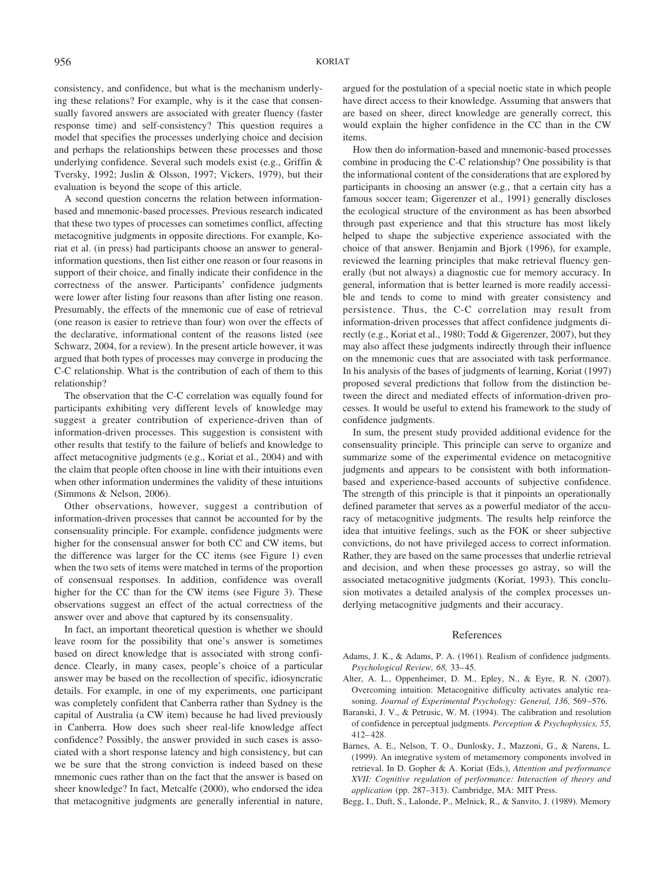consistency, and confidence, but what is the mechanism underlying these relations? For example, why is it the case that consensually favored answers are associated with greater fluency (faster response time) and self-consistency? This question requires a model that specifies the processes underlying choice and decision and perhaps the relationships between these processes and those underlying confidence. Several such models exist (e.g., Griffin & Tversky, 1992; Juslin & Olsson, 1997; Vickers, 1979), but their evaluation is beyond the scope of this article.

A second question concerns the relation between information-based and mnemonic-based processes. Previous research indicated that these two types of processes can sometimes conflict, affecting metacognitive judgments in opposite directions. For example, Koriat et al. (in press) had participants choose an answer to general-information questions, then list either one reason or four reasons in support of their choice, and finally indicate their confidence in the correctness of the answer. Participants' confidence judgments were lower after listing four reasons than after listing one reason. Presumably, the effects of the mnemonic cue of ease of retrieval (one reason is easier to retrieve than four) won over the effects of the declarative, informational content of the reasons listed (see Schwarz, 2004, for a review). In the present article however, it was argued that both types of processes may converge in producing the C-C relationship. What is the contribution of each of them to this relationship?

The observation that the C-C correlation was equally found for participants exhibiting very different levels of knowledge may suggest a greater contribution of experience-driven than of information-driven processes. This suggestion is consistent with other results that testify to the failure of beliefs and knowledge to affect metacognitive judgments (e.g., Koriat et al., 2004) and with the claim that people often choose in line with their intuitions even when other information undermines the validity of these intuitions (Simmons & Nelson, 2006).

Other observations, however, suggest a contribution of information-driven processes that cannot be accounted for by the consensuality principle. For example, confidence judgments were higher for the consensual answer for both CC and CW items, but the difference was larger for the CC items (see Figure 1) even when the two sets of items were matched in terms of the proportion of consensual responses. In addition, confidence was overall higher for the CC than for the CW items (see Figure 3). These observations suggest an effect of the actual correctness of the answer over and above that captured by its consensuality.

In fact, an important theoretical question is whether we should leave room for the possibility that one's answer is sometimes based on direct knowledge that is associated with strong confidence. Clearly, in many cases, people's choice of a particular answer may be based on the recollection of specific, idiosyncratic details. For example, in one of my experiments, one participant was completely confident that Canberra rather than Sydney is the capital of Australia (a CW item) because he had lived previously in Canberra. How does such sheer real-life knowledge affect confidence? Possibly, the answer provided in such cases is associated with a short response latency and high consistency, but can we be sure that the strong conviction is indeed based on these mnemonic cues rather than on the fact that the answer is based on sheer knowledge? In fact, Metcalfe (2000), who endorsed the idea that metacognitive judgments are generally inferential in nature, argued for the postulation of a special noetic state in which people have direct access to their knowledge. Assuming that answers that are based on sheer, direct knowledge are generally correct, this would explain the higher confidence in the CC than in the CW items.

How then do information-based and mnemonic-based processes combine in producing the C-C relationship? One possibility is that the informational content of the considerations that are explored by participants in choosing an answer (e.g., that a certain city has a famous soccer team; Gigerenzer et al., 1991) generally discloses the ecological structure of the environment as has been absorbed through past experience and that this structure has most likely helped to shape the subjective experience associated with the choice of that answer. Benjamin and Bjork (1996), for example, reviewed the learning principles that make retrieval fluency generally (but not always) a diagnostic cue for memory accuracy. In general, information that is better learned is more readily accessible and tends to come to mind with greater consistency and persistence. Thus, the C-C correlation may result from information-driven processes that affect confidence judgments directly (e.g., Koriat et al., 1980; Todd & Gigerenzer, 2007), but they may also affect these judgments indirectly through their influence on the mnemonic cues that are associated with task performance. In his analysis of the bases of judgments of learning, Koriat (1997) proposed several predictions that follow from the distinction between the direct and mediated effects of information-driven processes. It would be useful to extend his framework to the study of confidence judgments.

In sum, the present study provided additional evidence for the consensuality principle. This principle can serve to organize and summarize some of the experimental evidence on metacognitive judgments and appears to be consistent with both information-based and experience-based accounts of subjective confidence. The strength of this principle is that it pinpoints an operationally defined parameter that serves as a powerful mediator of the accuracy of metacognitive judgments. The results help reinforce the idea that intuitive feelings, such as the FOK or sheer subjective convictions, do not have privileged access to correct information. Rather, they are based on the same processes that underlie retrieval and decision, and when these processes go astray, so will the associated metacognitive judgments (Koriat, 1993). This conclusion motivates a detailed analysis of the complex processes underlying metacognitive judgments and their accuracy.

## References

Adams, J. K., & Adams, P. A. (1961). Realism of confidence judgments. *Psychological Review, 68,* 33–45.

Alter, A. L., Oppenheimer, D. M., Epley, N., & Eyre, R. N. (2007). Overcoming intuition: Metacognitive difficulty activates analytic reasoning. *Journal of Experimental Psychology: General, 136,* 569–576.

Baranski, J. V., & Petrusic, W. M. (1994). The calibration and resolution of confidence in perceptual judgments. *Perception & Psychophysics, 55,* 412–428.

Barnes, A. E., Nelson, T. O., Dunlosky, J., Mazzoni, G., & Narens, L. (1999). An integrative system of metamemory components involved in retrieval. In D. Gopher & A. Koriat (Eds.), *Attention and performance XVII: Cognitive regulation of performance: Interaction of theory and application* (pp. 287–313). Cambridge, MA: MIT Press.

Begg, I., Duft, S., Lalonde, P., Melnick, R., & Sanvito, J. (1989). Memory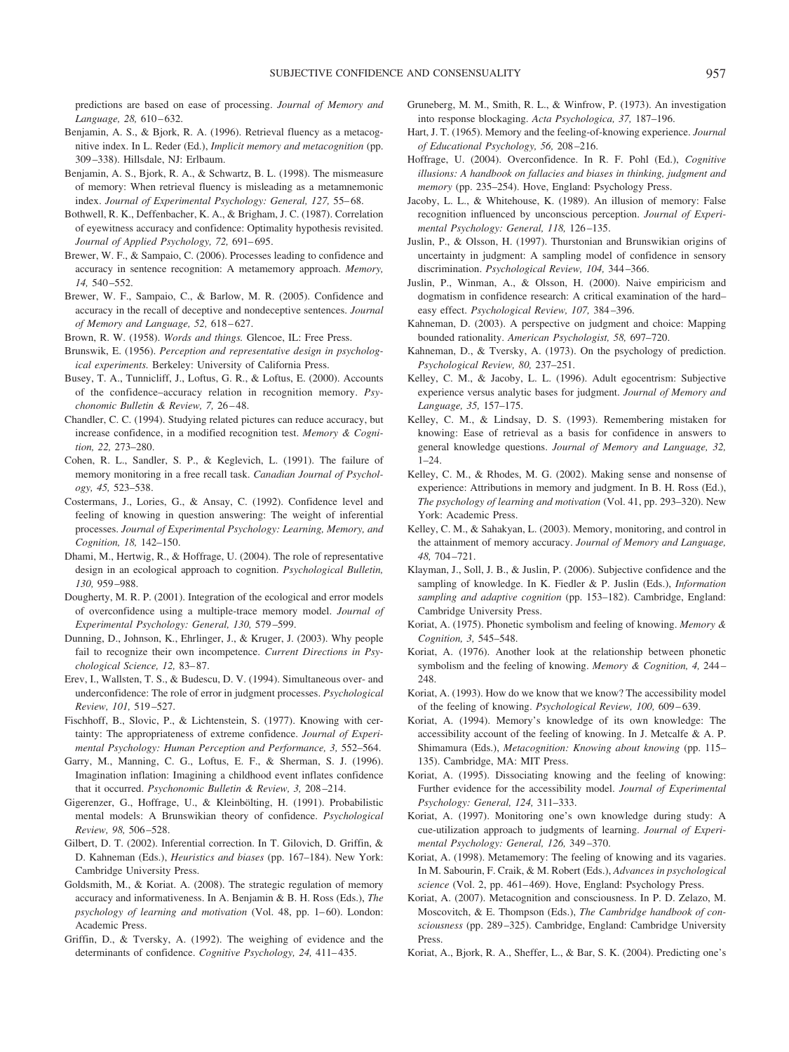predictions are based on ease of processing. *Journal of Memory and Language, 28,* 610–632.

Benjamin, A. S., & Bjork, R. A. (1996). Retrieval fluency as a metacognitive index. In L. Reder (Ed.), *Implicit memory and metacognition* (pp. 309–338). Hillsdale, NJ: Erlbaum.

Benjamin, A. S., Bjork, R. A., & Schwartz, B. L. (1998). The mismeasure of memory: When retrieval fluency is misleading as a metamnemonic index. *Journal of Experimental Psychology: General, 127,* 55–68.

Bothwell, R. K., Deffenbacher, K. A., & Brigham, J. C. (1987). Correlation of eyewitness accuracy and confidence: Optimality hypothesis revisited. *Journal of Applied Psychology, 72,* 691–695.

Brewer, W. F., & Sampaio, C. (2006). Processes leading to confidence and accuracy in sentence recognition: A metamemory approach. *Memory, 14,* 540–552.

Brewer, W. F., Sampaio, C., & Barlow, M. R. (2005). Confidence and accuracy in the recall of deceptive and nondeceptive sentences. *Journal of Memory and Language, 52,* 618–627.

Brown, R. W. (1958). *Words and things.* Glencoe, IL: Free Press.

Brunswik, E. (1956). *Perception and representative design in psychological experiments.* Berkeley: University of California Press.

Busey, T. A., Tunnicliff, J., Loftus, G. R., & Loftus, E. (2000). Accounts of the confidence–accuracy relation in recognition memory. *Psychonomic Bulletin & Review, 7,* 26–48.

Chandler, C. C. (1994). Studying related pictures can reduce accuracy, but increase confidence, in a modified recognition test. *Memory & Cognition, 22,* 273–280.

Cohen, R. L., Sandler, S. P., & Keglevich, L. (1991). The failure of memory monitoring in a free recall task. *Canadian Journal of Psychology, 45,* 523–538.

Costermans, J., Lories, G., & Ansay, C. (1992). Confidence level and feeling of knowing in question answering: The weight of inferential processes. *Journal of Experimental Psychology: Learning, Memory, and Cognition, 18,* 142–150.

Dhami, M., Hertwig, R., & Hoffrage, U. (2004). The role of representative design in an ecological approach to cognition. *Psychological Bulletin, 130,* 959–988.

Dougherty, M. R. P. (2001). Integration of the ecological and error models of overconfidence using a multiple-trace memory model. *Journal of Experimental Psychology: General, 130,* 579–599.

Dunning, D., Johnson, K., Ehrlinger, J., & Kruger, J. (2003). Why people fail to recognize their own incompetence. *Current Directions in Psychological Science, 12,* 83–87.

Erev, I., Wallsten, T. S., & Budescu, D. V. (1994). Simultaneous over- and underconfidence: The role of error in judgment processes. *Psychological Review, 101,* 519–527.

Fischhoff, B., Slovic, P., & Lichtenstein, S. (1977). Knowing with certainty: The appropriateness of extreme confidence. *Journal of Experimental Psychology: Human Perception and Performance, 3,* 552–564.

Garry, M., Manning, C. G., Loftus, E. F., & Sherman, S. J. (1996). Imagination inflation: Imagining a childhood event inflates confidence that it occurred. *Psychonomic Bulletin & Review, 3,* 208–214.

Gigerenzer, G., Hoffrage, U., & Kleinbölting, H. (1991). Probabilistic mental models: A Brunswikian theory of confidence. *Psychological Review, 98,* 506–528.

Gilbert, D. T. (2002). Inferential correction. In T. Gilovich, D. Griffin, & D. Kahneman (Eds.), *Heuristics and biases* (pp. 167–184). New York: Cambridge University Press.

Goldsmith, M., & Koriat. A. (2008). The strategic regulation of memory accuracy and informativeness. In A. Benjamin & B. H. Ross (Eds.), *The psychology of learning and motivation* (Vol. 48, pp. 1–60). London: Academic Press.

Griffin, D., & Tversky, A. (1992). The weighing of evidence and the determinants of confidence. *Cognitive Psychology, 24,* 411–435.

Gruneberg, M. M., Smith, R. L., & Winfrow, P. (1973). An investigation into response blockaging. *Acta Psychologica, 37,* 187–196.

Hart, J. T. (1965). Memory and the feeling-of-knowing experience. *Journal of Educational Psychology, 56,* 208–216.

Hoffrage, U. (2004). Overconfidence. In R. F. Pohl (Ed.), *Cognitive illusions: A handbook on fallacies and biases in thinking, judgment and memory* (pp. 235–254). Hove, England: Psychology Press.

Jacoby, L. L., & Whitehouse, K. (1989). An illusion of memory: False recognition influenced by unconscious perception. *Journal of Experimental Psychology: General, 118,* 126–135.

Juslin, P., & Olsson, H. (1997). Thurstonian and Brunswikian origins of uncertainty in judgment: A sampling model of confidence in sensory discrimination. *Psychological Review, 104,* 344–366.

Juslin, P., Winman, A., & Olsson, H. (2000). Naive empiricism and dogmatism in confidence research: A critical examination of the hard–easy effect. *Psychological Review, 107,* 384–396.

Kahneman, D. (2003). A perspective on judgment and choice: Mapping bounded rationality. *American Psychologist, 58,* 697–720.

Kahneman, D., & Tversky, A. (1973). On the psychology of prediction. *Psychological Review, 80,* 237–251.

Kelley, C. M., & Jacoby, L. L. (1996). Adult egocentrism: Subjective experience versus analytic bases for judgment. *Journal of Memory and Language, 35,* 157–175.

Kelley, C. M., & Lindsay, D. S. (1993). Remembering mistaken for knowing: Ease of retrieval as a basis for confidence in answers to general knowledge questions. *Journal of Memory and Language, 32,* 1–24.

Kelley, C. M., & Rhodes, M. G. (2002). Making sense and nonsense of experience: Attributions in memory and judgment. In B. H. Ross (Ed.), *The psychology of learning and motivation* (Vol. 41, pp. 293–320). New York: Academic Press.

Kelley, C. M., & Sahakyan, L. (2003). Memory, monitoring, and control in the attainment of memory accuracy. *Journal of Memory and Language, 48,* 704–721.

Klayman, J., Soll, J. B., & Juslin, P. (2006). Subjective confidence and the sampling of knowledge. In K. Fiedler & P. Juslin (Eds.), *Information sampling and adaptive cognition* (pp. 153–182). Cambridge, England: Cambridge University Press.

Koriat, A. (1975). Phonetic symbolism and feeling of knowing. *Memory & Cognition, 3,* 545–548.

Koriat, A. (1976). Another look at the relationship between phonetic symbolism and the feeling of knowing. *Memory & Cognition, 4,* 244–248.

Koriat, A. (1993). How do we know that we know? The accessibility model of the feeling of knowing. *Psychological Review, 100,* 609–639.

Koriat, A. (1994). Memory's knowledge of its own knowledge: The accessibility account of the feeling of knowing. In J. Metcalfe & A. P. Shimamura (Eds.), *Metacognition: Knowing about knowing* (pp. 115–135). Cambridge, MA: MIT Press.

Koriat, A. (1995). Dissociating knowing and the feeling of knowing: Further evidence for the accessibility model. *Journal of Experimental Psychology: General, 124,* 311–333.

Koriat, A. (1997). Monitoring one's own knowledge during study: A cue-utilization approach to judgments of learning. *Journal of Experimental Psychology: General, 126,* 349–370.

Koriat, A. (1998). Metamemory: The feeling of knowing and its vagaries. In M. Sabourin, F. Craik, & M. Robert (Eds.), *Advances in psychological science* (Vol. 2, pp. 461–469). Hove, England: Psychology Press.

Koriat, A. (2007). Metacognition and consciousness. In P. D. Zelazo, M. Moscovitch, & E. Thompson (Eds.), *The Cambridge handbook of consciousness* (pp. 289–325). Cambridge, England: Cambridge University Press.

Koriat, A., Bjork, R. A., Sheffer, L., & Bar, S. K. (2004). Predicting one's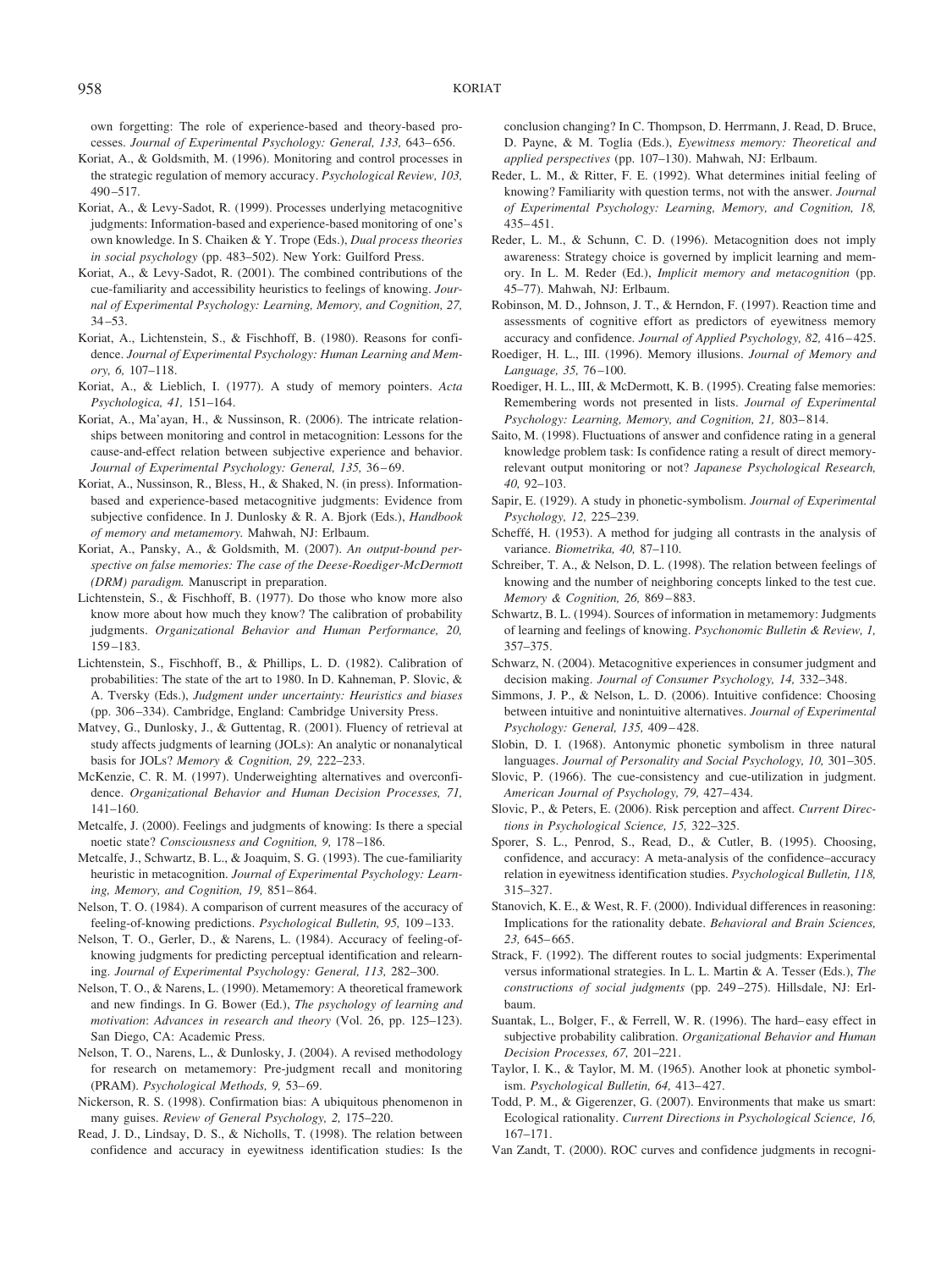own forgetting: The role of experience-based and theory-based processes. *Journal of Experimental Psychology: General, 133,* 643–656.

Koriat, A., & Goldsmith, M. (1996). Monitoring and control processes in the strategic regulation of memory accuracy. *Psychological Review, 103,* 490–517.

Koriat, A., & Levy-Sadot, R. (1999). Processes underlying metacognitive judgments: Information-based and experience-based monitoring of one's own knowledge. In S. Chaiken & Y. Trope (Eds.), *Dual process theories in social psychology* (pp. 483–502). New York: Guilford Press.

Koriat, A., & Levy-Sadot, R. (2001). The combined contributions of the cue-familiarity and accessibility heuristics to feelings of knowing. *Journal of Experimental Psychology: Learning, Memory, and Cognition, 27,* 34–53.

Koriat, A., Lichtenstein, S., & Fischhoff, B. (1980). Reasons for confidence. *Journal of Experimental Psychology: Human Learning and Memory, 6,* 107–118.

Koriat, A., & Lieblich, I. (1977). A study of memory pointers. *Acta Psychologica, 41,* 151–164.

Koriat, A., Ma'ayan, H., & Nussinson, R. (2006). The intricate relationships between monitoring and control in metacognition: Lessons for the cause-and-effect relation between subjective experience and behavior. *Journal of Experimental Psychology: General, 135,* 36–69.

Koriat, A., Nussinson, R., Bless, H., & Shaked, N. (in press). Information-based and experience-based metacognitive judgments: Evidence from subjective confidence. In J. Dunlosky & R. A. Bjork (Eds.), *Handbook of memory and metamemory.* Mahwah, NJ: Erlbaum.

Koriat, A., Pansky, A., & Goldsmith, M. (2007). *An output-bound perspective on false memories: The case of the Deese-Roediger-McDermott (DRM) paradigm.* Manuscript in preparation.

Lichtenstein, S., & Fischhoff, B. (1977). Do those who know more also know more about how much they know? The calibration of probability judgments. *Organizational Behavior and Human Performance, 20,* 159–183.

Lichtenstein, S., Fischhoff, B., & Phillips, L. D. (1982). Calibration of probabilities: The state of the art to 1980. In D. Kahneman, P. Slovic, & A. Tversky (Eds.), *Judgment under uncertainty: Heuristics and biases* (pp. 306–334). Cambridge, England: Cambridge University Press.

Matvey, G., Dunlosky, J., & Guttentag, R. (2001). Fluency of retrieval at study affects judgments of learning (JOLs): An analytic or nonanalytical basis for JOLs? *Memory & Cognition, 29,* 222–233.

McKenzie, C. R. M. (1997). Underweighting alternatives and overconfidence. *Organizational Behavior and Human Decision Processes, 71,* 141–160.

Metcalfe, J. (2000). Feelings and judgments of knowing: Is there a special noetic state? *Consciousness and Cognition, 9,* 178–186.

Metcalfe, J., Schwartz, B. L., & Joaquim, S. G. (1993). The cue-familiarity heuristic in metacognition. *Journal of Experimental Psychology: Learning, Memory, and Cognition, 19,* 851–864.

Nelson, T. O. (1984). A comparison of current measures of the accuracy of feeling-of-knowing predictions. *Psychological Bulletin, 95,* 109–133.

Nelson, T. O., Gerler, D., & Narens, L. (1984). Accuracy of feeling-of-knowing judgments for predicting perceptual identification and relearning. *Journal of Experimental Psychology: General, 113,* 282–300.

Nelson, T. O., & Narens, L. (1990). Metamemory: A theoretical framework and new findings. In G. Bower (Ed.), *The psychology of learning and motivation: Advances in research and theory* (Vol. 26, pp. 125–123). San Diego, CA: Academic Press.

Nelson, T. O., Narens, L., & Dunlosky, J. (2004). A revised methodology for research on metamemory: Pre-judgment recall and monitoring (PRAM). *Psychological Methods, 9,* 53–69.

Nickerson, R. S. (1998). Confirmation bias: A ubiquitous phenomenon in many guises. *Review of General Psychology, 2,* 175–220.

Read, J. D., Lindsay, D. S., & Nicholls, T. (1998). The relation between confidence and accuracy in eyewitness identification studies: Is the conclusion changing? In C. Thompson, D. Herrmann, J. Read, D. Bruce, D. Payne, & M. Toglia (Eds.), *Eyewitness memory: Theoretical and applied perspectives* (pp. 107–130). Mahwah, NJ: Erlbaum.

Reder, L. M., & Ritter, F. E. (1992). What determines initial feeling of knowing? Familiarity with question terms, not with the answer. *Journal of Experimental Psychology: Learning, Memory, and Cognition, 18,* 435–451.

Reder, L. M., & Schunn, C. D. (1996). Metacognition does not imply awareness: Strategy choice is governed by implicit learning and memory. In L. M. Reder (Ed.), *Implicit memory and metacognition* (pp. 45–77). Mahwah, NJ: Erlbaum.

Robinson, M. D., Johnson, J. T., & Herndon, F. (1997). Reaction time and assessments of cognitive effort as predictors of eyewitness memory accuracy and confidence. *Journal of Applied Psychology, 82,* 416–425.

Roediger, H. L., III. (1996). Memory illusions. *Journal of Memory and Language, 35,* 76–100.

Roediger, H. L., III, & McDermott, K. B. (1995). Creating false memories: Remembering words not presented in lists. *Journal of Experimental Psychology: Learning, Memory, and Cognition, 21,* 803–814.

Saito, M. (1998). Fluctuations of answer and confidence rating in a general knowledge problem task: Is confidence rating a result of direct memory-relevant output monitoring or not? *Japanese Psychological Research, 40,* 92–103.

Sapir, E. (1929). A study in phonetic-symbolism. *Journal of Experimental Psychology, 12,* 225–239.

Scheffé, H. (1953). A method for judging all contrasts in the analysis of variance. *Biometrika, 40,* 87–110.

Schreiber, T. A., & Nelson, D. L. (1998). The relation between feelings of knowing and the number of neighboring concepts linked to the test cue. *Memory & Cognition, 26,* 869–883.

Schwartz, B. L. (1994). Sources of information in metamemory: Judgments of learning and feelings of knowing. *Psychonomic Bulletin & Review, 1,* 357–375.

Schwarz, N. (2004). Metacognitive experiences in consumer judgment and decision making. *Journal of Consumer Psychology, 14,* 332–348.

Simmons, J. P., & Nelson, L. D. (2006). Intuitive confidence: Choosing between intuitive and nonintuitive alternatives. *Journal of Experimental Psychology: General, 135,* 409–428.

Slobin, D. I. (1968). Antonymic phonetic symbolism in three natural languages. *Journal of Personality and Social Psychology, 10,* 301–305.

Slovic, P. (1966). The cue-consistency and cue-utilization in judgment. *American Journal of Psychology, 79,* 427–434.

Slovic, P., & Peters, E. (2006). Risk perception and affect. *Current Directions in Psychological Science, 15,* 322–325.

Sporer, S. L., Penrod, S., Read, D., & Cutler, B. (1995). Choosing, confidence, and accuracy: A meta-analysis of the confidence–accuracy relation in eyewitness identification studies. *Psychological Bulletin, 118,* 315–327.

Stanovich, K. E., & West, R. F. (2000). Individual differences in reasoning: Implications for the rationality debate. *Behavioral and Brain Sciences, 23,* 645–665.

Strack, F. (1992). The different routes to social judgments: Experimental versus informational strategies. In L. L. Martin & A. Tesser (Eds.), *The constructions of social judgments* (pp. 249–275). Hillsdale, NJ: Erlbaum.

Suantak, L., Bolger, F., & Ferrell, W. R. (1996). The hard–easy effect in subjective probability calibration. *Organizational Behavior and Human Decision Processes, 67,* 201–221.

Taylor, I. K., & Taylor, M. M. (1965). Another look at phonetic symbolism. *Psychological Bulletin, 64,* 413–427.

Todd, P. M., & Gigerenzer, G. (2007). Environments that make us smart: Ecological rationality. *Current Directions in Psychological Science, 16,* 167–171.

Van Zandt, T. (2000). ROC curves and confidence judgments in recogni-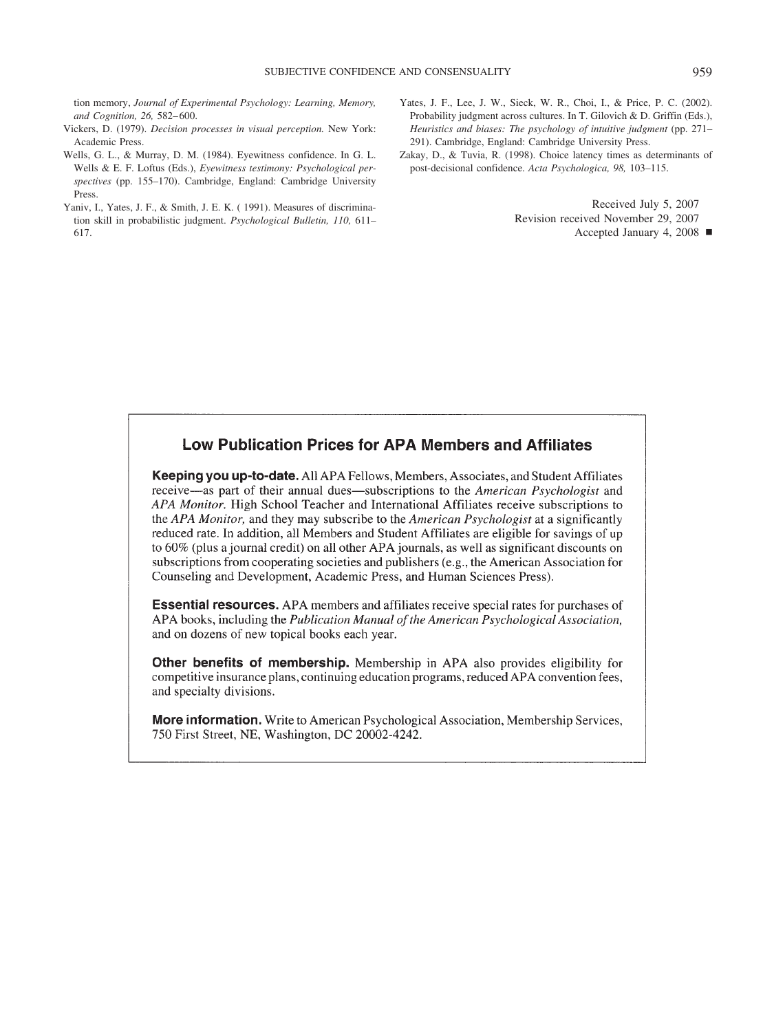tion memory, *Journal of Experimental Psychology: Learning, Memory, and Cognition, 26,* 582–600.

Vickers, D. (1979). *Decision processes in visual perception.* New York: Academic Press.

Wells, G. L., & Murray, D. M. (1984). Eyewitness confidence. In G. L. Wells & E. F. Loftus (Eds.), *Eyewitness testimony: Psychological perspectives* (pp. 155–170). Cambridge, England: Cambridge University Press.

Yaniv, I., Yates, J. F., & Smith, J. E. K. ( 1991). Measures of discrimination skill in probabilistic judgment. *Psychological Bulletin, 110,* 611–617.

Yates, J. F., Lee, J. W., Sieck, W. R., Choi, I., & Price, P. C. (2002). Probability judgment across cultures. In T. Gilovich & D. Griffin (Eds.), *Heuristics and biases: The psychology of intuitive judgment* (pp. 271–291). Cambridge, England: Cambridge University Press.

Zakay, D., & Tuvia, R. (1998). Choice latency times as determinants of post-decisional confidence. *Acta Psychologica, 98,* 103–115.

Received July 5, 2007
Revision received November 29, 2007
Accepted January 4, 2008 ■

## Low Publication Prices for APA Members and Affiliates

**Keeping you up-to-date.** All APA Fellows, Members, Associates, and Student Affiliates receive—as part of their annual dues—subscriptions to the *American Psychologist* and *APA Monitor.* High School Teacher and International Affiliates receive subscriptions to the *APA Monitor,* and they may subscribe to the *American Psychologist* at a significantly reduced rate. In addition, all Members and Student Affiliates are eligible for savings of up to 60% (plus a journal credit) on all other APA journals, as well as significant discounts on subscriptions from cooperating societies and publishers (e.g., the American Association for Counseling and Development, Academic Press, and Human Sciences Press).

**Essential resources.** APA members and affiliates receive special rates for purchases of APA books, including the *Publication Manual of the American Psychological Association,* and on dozens of new topical books each year.

**Other benefits of membership.** Membership in APA also provides eligibility for competitive insurance plans, continuing education programs, reduced APA convention fees, and specialty divisions.

**More information.** Write to American Psychological Association, Membership Services, 750 First Street, NE, Washington, DC 20002-4242.